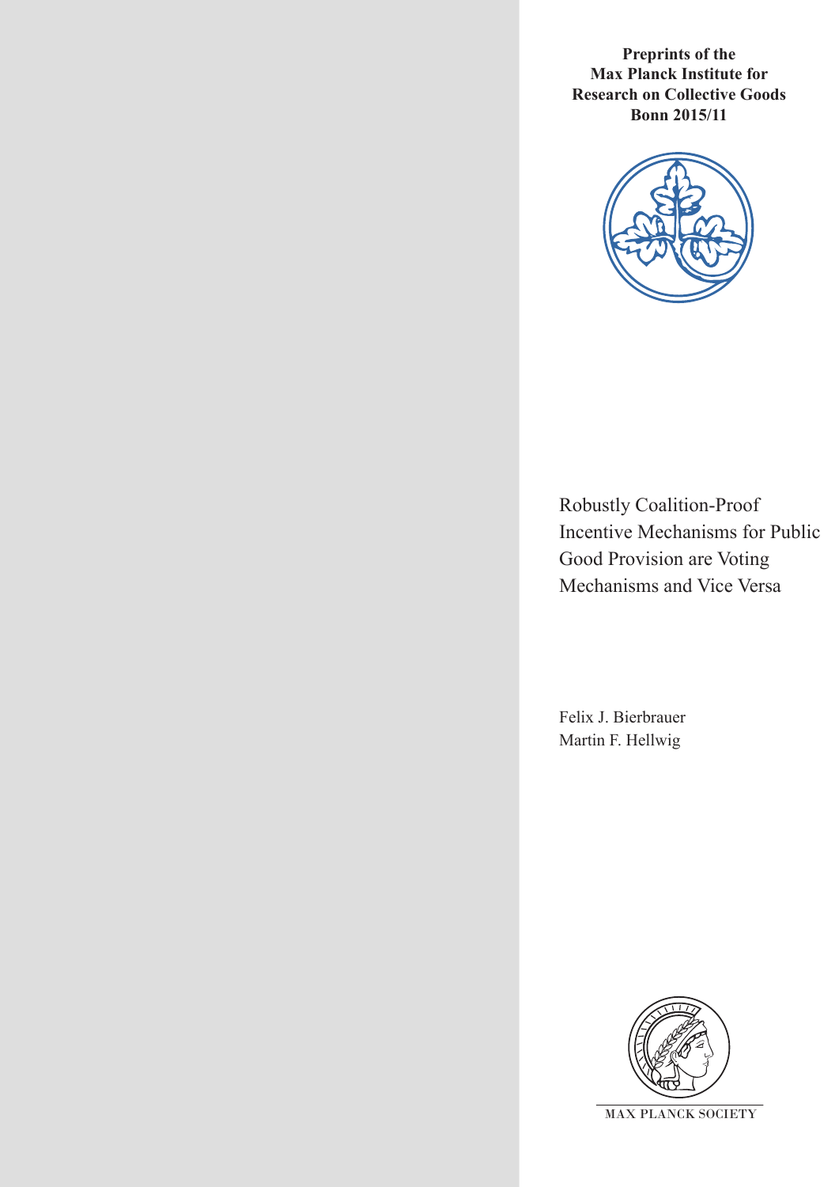**Preprints of the Max Planck Institute for Research on Collective Goods Bonn 2015/11**

# Robustly Coalition-Proof Incentive Mechanisms for Public Good Provision are Voting Mechanisms and Vice Versa

Felix J. Bierbrauer
Martin F. Hellwig

MAX PLANCK SOCIETY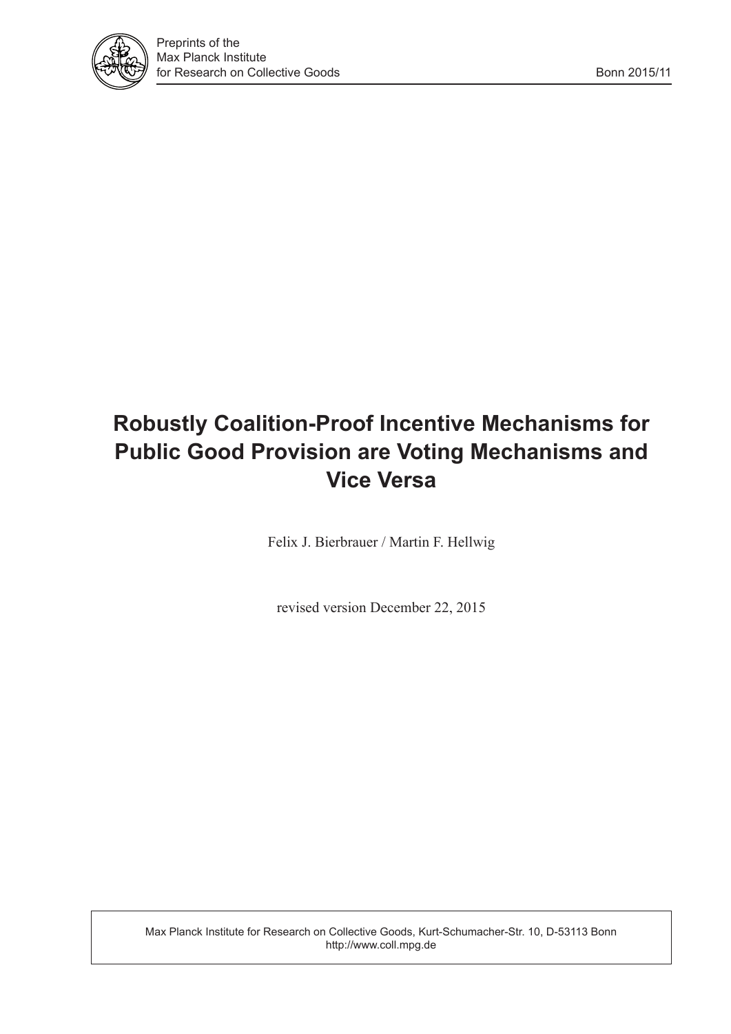Preprints of the
Max Planck Institute
for Research on Collective Goods

Bonn 2015/11

# Robustly Coalition-Proof Incentive Mechanisms for Public Good Provision are Voting Mechanisms and Vice Versa

Felix J. Bierbrauer / Martin F. Hellwig

revised version December 22, 2015

Max Planck Institute for Research on Collective Goods, Kurt-Schumacher-Str. 10, D-53113 Bonn
http://www.coll.mpg.de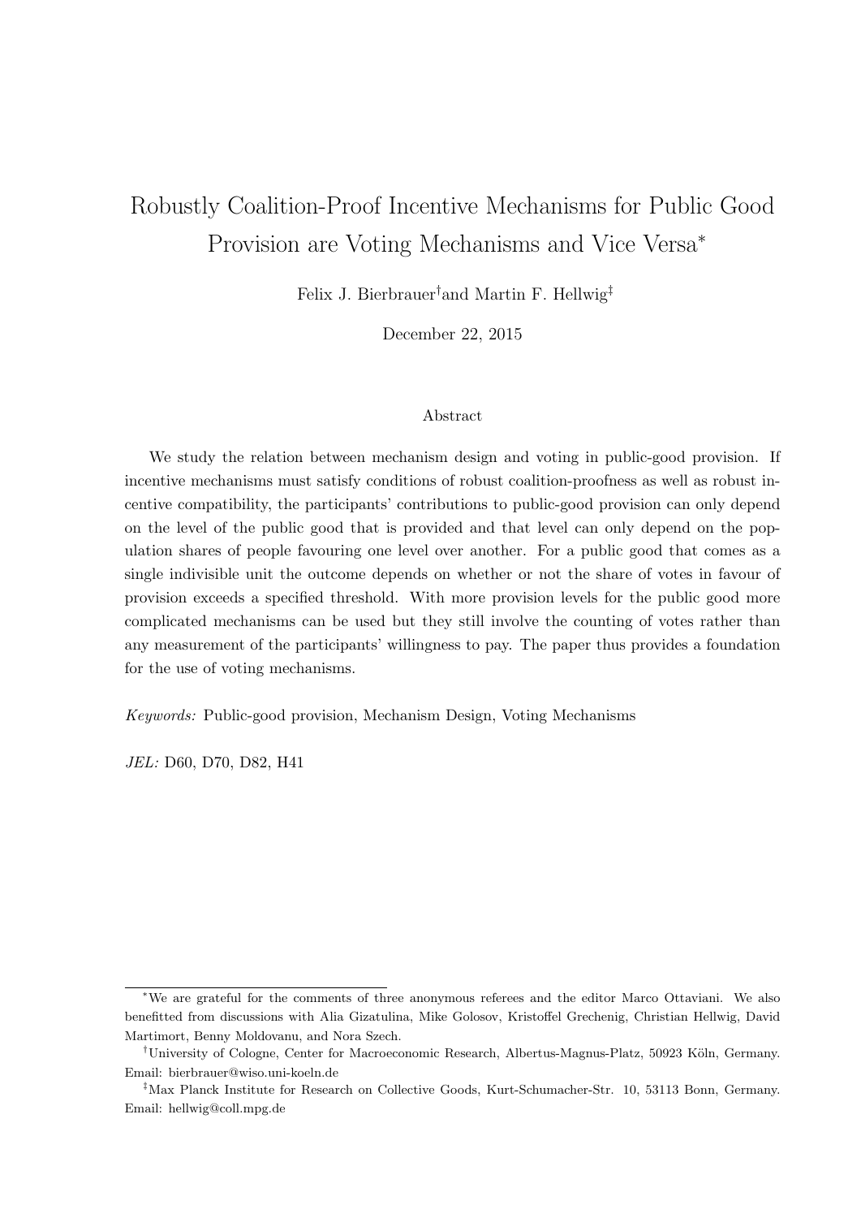# Robustly Coalition-Proof Incentive Mechanisms for Public Good Provision are Voting Mechanisms and Vice Versa*

Felix J. Bierbrauer[†] and Martin F. Hellwig[‡]

December 22, 2015

## Abstract

We study the relation between mechanism design and voting in public-good provision. If incentive mechanisms must satisfy conditions of robust coalition-proofness as well as robust incentive compatibility, the participants' contributions to public-good provision can only depend on the level of the public good that is provided and that level can only depend on the population shares of people favouring one level over another. For a public good that comes as a single indivisible unit the outcome depends on whether or not the share of votes in favour of provision exceeds a specified threshold. With more provision levels for the public good more complicated mechanisms can be used but they still involve the counting of votes rather than any measurement of the participants' willingness to pay. The paper thus provides a foundation for the use of voting mechanisms.

*Keywords:* Public-good provision, Mechanism Design, Voting Mechanisms

*JEL:* D60, D70, D82, H41

---

*We are grateful for the comments of three anonymous referees and the editor Marco Ottaviani. We also benefitted from discussions with Alia Gizatulina, Mike Golosov, Kristoffel Grechenig, Christian Hellwig, David Martimort, Benny Moldovanu, and Nora Szech.

[†]University of Cologne, Center for Macroeconomic Research, Albertus-Magnus-Platz, 50923 Köln, Germany. Email: bierbrauer@wiso.uni-koeln.de

[‡]Max Planck Institute for Research on Collective Goods, Kurt-Schumacher-Str. 10, 53113 Bonn, Germany. Email: hellwig@coll.mpg.de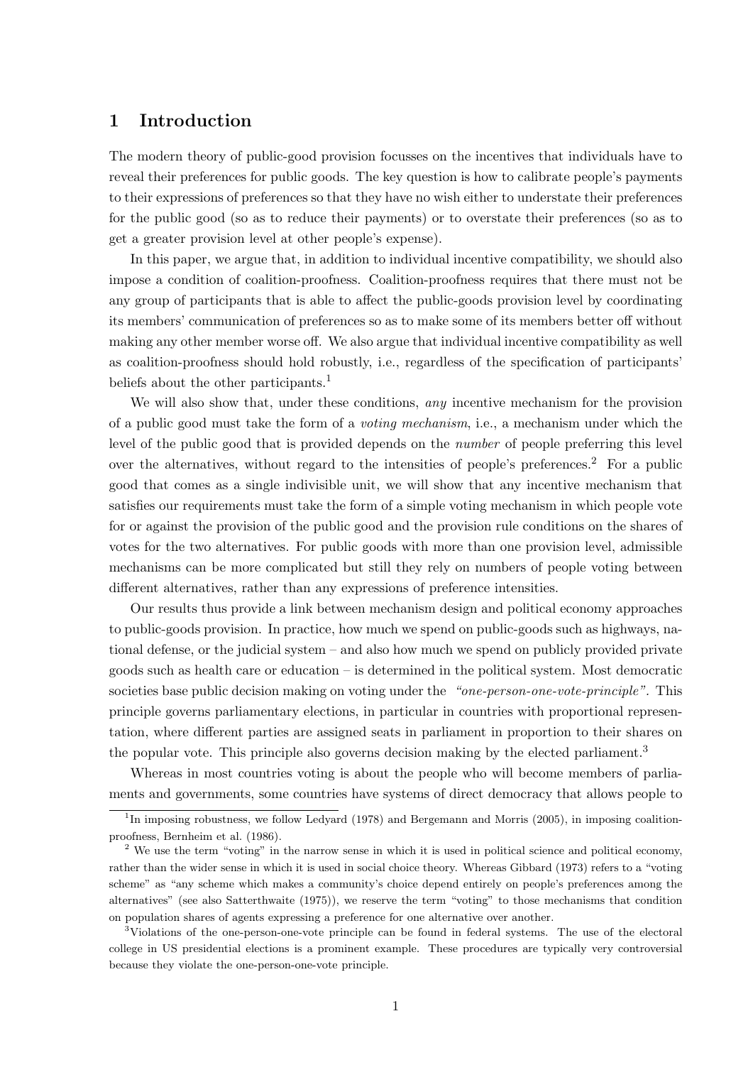# 1 Introduction

The modern theory of public-good provision focusses on the incentives that individuals have to reveal their preferences for public goods. The key question is how to calibrate people's payments to their expressions of preferences so that they have no wish either to understate their preferences for the public good (so as to reduce their payments) or to overstate their preferences (so as to get a greater provision level at other people's expense).

In this paper, we argue that, in addition to individual incentive compatibility, we should also impose a condition of coalition-proofness. Coalition-proofness requires that there must not be any group of participants that is able to affect the public-goods provision level by coordinating its members' communication of preferences so as to make some of its members better off without making any other member worse off. We also argue that individual incentive compatibility as well as coalition-proofness should hold robustly, i.e., regardless of the specification of participants' beliefs about the other participants.[1]

We will also show that, under these conditions, *any* incentive mechanism for the provision of a public good must take the form of a *voting mechanism*, i.e., a mechanism under which the level of the public good that is provided depends on the *number* of people preferring this level over the alternatives, without regard to the intensities of people's preferences.[2] For a public good that comes as a single indivisible unit, we will show that any incentive mechanism that satisfies our requirements must take the form of a simple voting mechanism in which people vote for or against the provision of the public good and the provision rule conditions on the shares of votes for the two alternatives. For public goods with more than one provision level, admissible mechanisms can be more complicated but still they rely on numbers of people voting between different alternatives, rather than any expressions of preference intensities.

Our results thus provide a link between mechanism design and political economy approaches to public-goods provision. In practice, how much we spend on public-goods such as highways, national defense, or the judicial system – and also how much we spend on publicly provided private goods such as health care or education – is determined in the political system. Most democratic societies base public decision making on voting under the *"one-person-one-vote-principle"*. This principle governs parliamentary elections, in particular in countries with proportional representation, where different parties are assigned seats in parliament in proportion to their shares on the popular vote. This principle also governs decision making by the elected parliament.[3]

Whereas in most countries voting is about the people who will become members of parliaments and governments, some countries have systems of direct democracy that allows people to

---

[1] In imposing robustness, we follow Ledyard (1978) and Bergemann and Morris (2005), in imposing coalition-proofness, Bernheim et al. (1986).

[2] We use the term "voting" in the narrow sense in which it is used in political science and political economy, rather than the wider sense in which it is used in social choice theory. Whereas Gibbard (1973) refers to a "voting scheme" as "any scheme which makes a community's choice depend entirely on people's preferences among the alternatives" (see also Satterthwaite (1975)), we reserve the term "voting" to those mechanisms that condition on population shares of agents expressing a preference for one alternative over another.

[3] Violations of the one-person-one-vote principle can be found in federal systems. The use of the electoral college in US presidential elections is a prominent example. These procedures are typically very controversial because they violate the one-person-one-vote principle.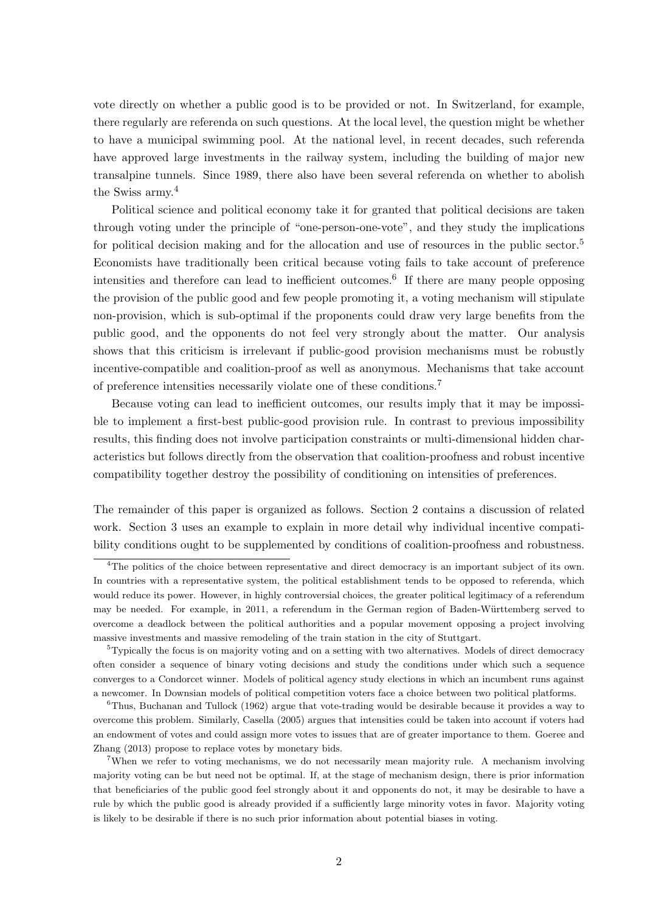vote directly on whether a public good is to be provided or not. In Switzerland, for example, there regularly are referenda on such questions. At the local level, the question might be whether to have a municipal swimming pool. At the national level, in recent decades, such referenda have approved large investments in the railway system, including the building of major new transalpine tunnels. Since 1989, there also have been several referenda on whether to abolish the Swiss army.[4]

Political science and political economy take it for granted that political decisions are taken through voting under the principle of "one-person-one-vote", and they study the implications for political decision making and for the allocation and use of resources in the public sector.[5] Economists have traditionally been critical because voting fails to take account of preference intensities and therefore can lead to inefficient outcomes.[6] If there are many people opposing the provision of the public good and few people promoting it, a voting mechanism will stipulate non-provision, which is sub-optimal if the proponents could draw very large benefits from the public good, and the opponents do not feel very strongly about the matter. Our analysis shows that this criticism is irrelevant if public-good provision mechanisms must be robustly incentive-compatible and coalition-proof as well as anonymous. Mechanisms that take account of preference intensities necessarily violate one of these conditions.[7]

Because voting can lead to inefficient outcomes, our results imply that it may be impossible to implement a first-best public-good provision rule. In contrast to previous impossibility results, this finding does not involve participation constraints or multi-dimensional hidden characteristics but follows directly from the observation that coalition-proofness and robust incentive compatibility together destroy the possibility of conditioning on intensities of preferences.

The remainder of this paper is organized as follows. Section 2 contains a discussion of related work. Section 3 uses an example to explain in more detail why individual incentive compatibility conditions ought to be supplemented by conditions of coalition-proofness and robustness.

---

[4] The politics of the choice between representative and direct democracy is an important subject of its own. In countries with a representative system, the political establishment tends to be opposed to referenda, which would reduce its power. However, in highly controversial choices, the greater political legitimacy of a referendum may be needed. For example, in 2011, a referendum in the German region of Baden-Württemberg served to overcome a deadlock between the political authorities and a popular movement opposing a project involving massive investments and massive remodeling of the train station in the city of Stuttgart.

[5] Typically the focus is on majority voting and on a setting with two alternatives. Models of direct democracy often consider a sequence of binary voting decisions and study the conditions under which such a sequence converges to a Condorcet winner. Models of political agency study elections in which an incumbent runs against a newcomer. In Downsian models of political competition voters face a choice between two political platforms.

[6] Thus, Buchanan and Tullock (1962) argue that vote-trading would be desirable because it provides a way to overcome this problem. Similarly, Casella (2005) argues that intensities could be taken into account if voters had an endowment of votes and could assign more votes to issues that are of greater importance to them. Goeree and Zhang (2013) propose to replace votes by monetary bids.

[7] When we refer to voting mechanisms, we do not necessarily mean majority rule. A mechanism involving majority voting can be but need not be optimal. If, at the stage of mechanism design, there is prior information that beneficiaries of the public good feel strongly about it and opponents do not, it may be desirable to have a rule by which the public good is already provided if a sufficiently large minority votes in favor. Majority voting is likely to be desirable if there is no such prior information about potential biases in voting.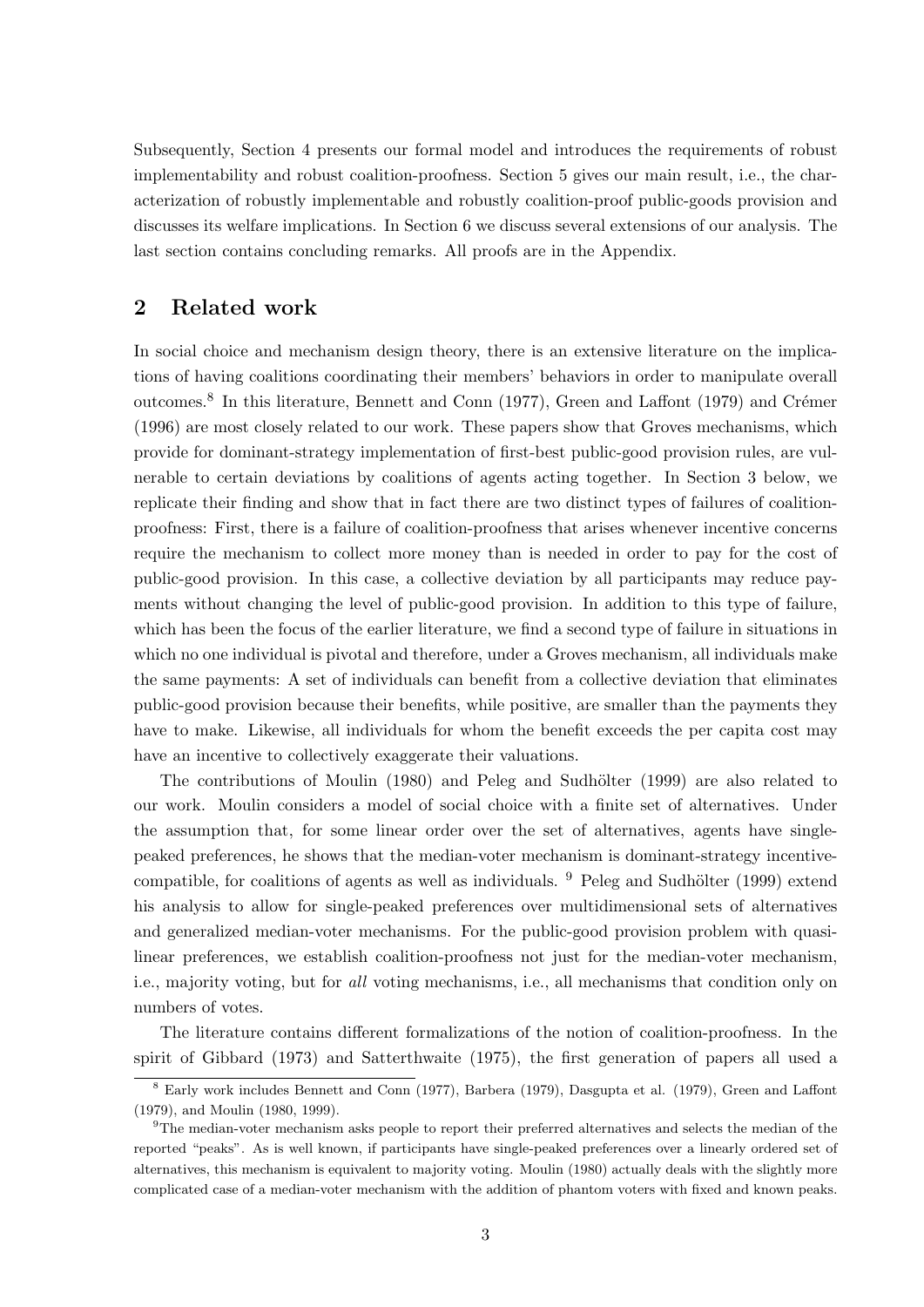Subsequently, Section 4 presents our formal model and introduces the requirements of robust implementability and robust coalition-proofness. Section 5 gives our main result, i.e., the characterization of robustly implementable and robustly coalition-proof public-goods provision and discusses its welfare implications. In Section 6 we discuss several extensions of our analysis. The last section contains concluding remarks. All proofs are in the Appendix.

## 2 Related work

In social choice and mechanism design theory, there is an extensive literature on the implications of having coalitions coordinating their members' behaviors in order to manipulate overall outcomes.[8] In this literature, Bennett and Conn (1977), Green and Laffont (1979) and Crémer (1996) are most closely related to our work. These papers show that Groves mechanisms, which provide for dominant-strategy implementation of first-best public-good provision rules, are vulnerable to certain deviations by coalitions of agents acting together. In Section 3 below, we replicate their finding and show that in fact there are two distinct types of failures of coalition-proofness: First, there is a failure of coalition-proofness that arises whenever incentive concerns require the mechanism to collect more money than is needed in order to pay for the cost of public-good provision. In this case, a collective deviation by all participants may reduce payments without changing the level of public-good provision. In addition to this type of failure, which has been the focus of the earlier literature, we find a second type of failure in situations in which no one individual is pivotal and therefore, under a Groves mechanism, all individuals make the same payments: A set of individuals can benefit from a collective deviation that eliminates public-good provision because their benefits, while positive, are smaller than the payments they have to make. Likewise, all individuals for whom the benefit exceeds the per capita cost may have an incentive to collectively exaggerate their valuations.

The contributions of Moulin (1980) and Peleg and Sudhölter (1999) are also related to our work. Moulin considers a model of social choice with a finite set of alternatives. Under the assumption that, for some linear order over the set of alternatives, agents have single-peaked preferences, he shows that the median-voter mechanism is dominant-strategy incentive-compatible, for coalitions of agents as well as individuals. [9] Peleg and Sudhölter (1999) extend his analysis to allow for single-peaked preferences over multidimensional sets of alternatives and generalized median-voter mechanisms. For the public-good provision problem with quasi-linear preferences, we establish coalition-proofness not just for the median-voter mechanism, i.e., majority voting, but for *all* voting mechanisms, i.e., all mechanisms that condition only on numbers of votes.

The literature contains different formalizations of the notion of coalition-proofness. In the spirit of Gibbard (1973) and Satterthwaite (1975), the first generation of papers all used a

[8] Early work includes Bennett and Conn (1977), Barbera (1979), Dasgupta et al. (1979), Green and Laffont (1979), and Moulin (1980, 1999).

[9] The median-voter mechanism asks people to report their preferred alternatives and selects the median of the reported "peaks". As is well known, if participants have single-peaked preferences over a linearly ordered set of alternatives, this mechanism is equivalent to majority voting. Moulin (1980) actually deals with the slightly more complicated case of a median-voter mechanism with the addition of phantom voters with fixed and known peaks.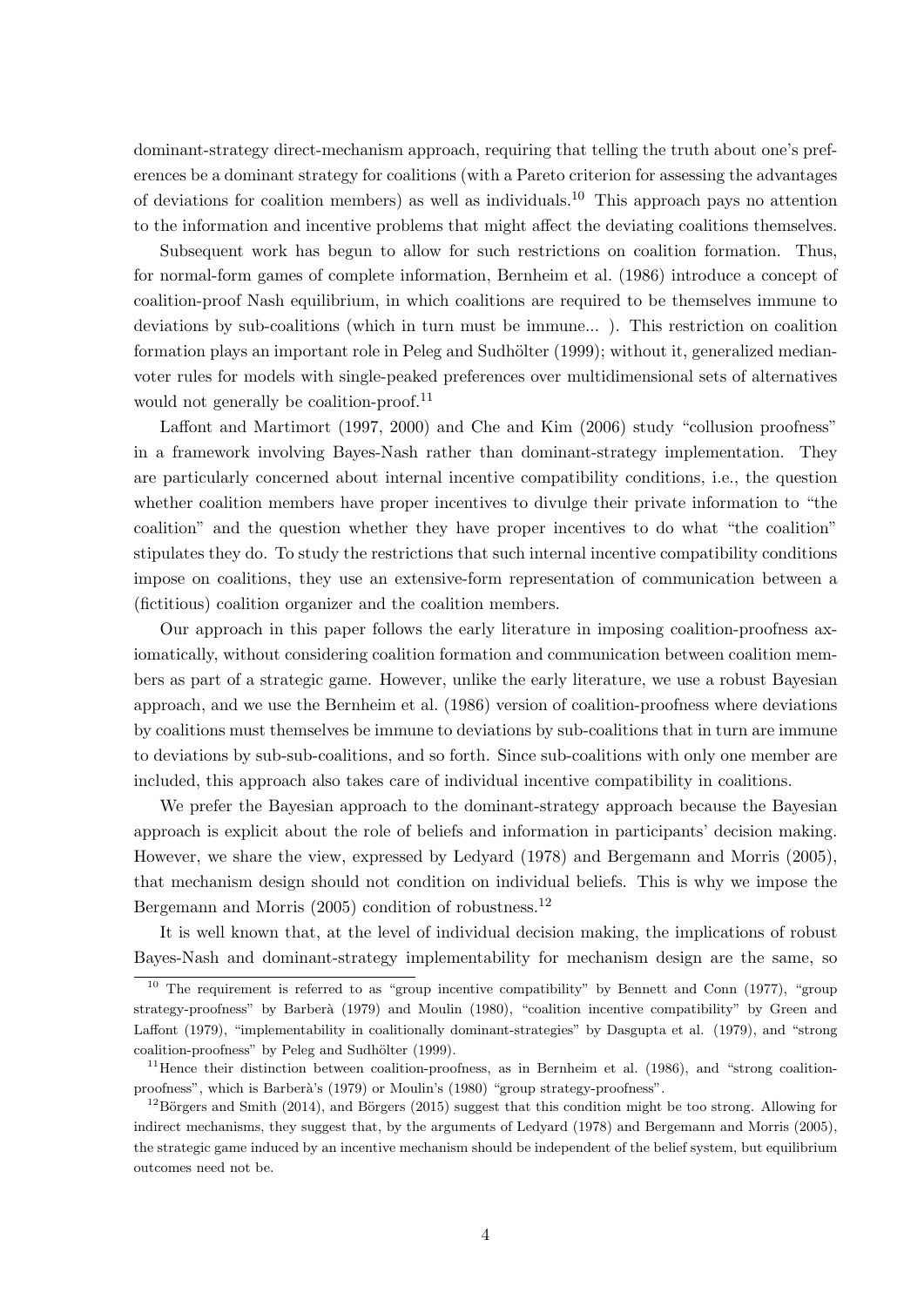dominant-strategy direct-mechanism approach, requiring that telling the truth about one's preferences be a dominant strategy for coalitions (with a Pareto criterion for assessing the advantages of deviations for coalition members) as well as individuals.[10] This approach pays no attention to the information and incentive problems that might affect the deviating coalitions themselves.

Subsequent work has begun to allow for such restrictions on coalition formation. Thus, for normal-form games of complete information, Bernheim et al. (1986) introduce a concept of coalition-proof Nash equilibrium, in which coalitions are required to be themselves immune to deviations by sub-coalitions (which in turn must be immune... ). This restriction on coalition formation plays an important role in Peleg and Sudhölter (1999); without it, generalized median-voter rules for models with single-peaked preferences over multidimensional sets of alternatives would not generally be coalition-proof.[11]

Laffont and Martimort (1997, 2000) and Che and Kim (2006) study "collusion proofness" in a framework involving Bayes-Nash rather than dominant-strategy implementation. They are particularly concerned about internal incentive compatibility conditions, i.e., the question whether coalition members have proper incentives to divulge their private information to "the coalition" and the question whether they have proper incentives to do what "the coalition" stipulates they do. To study the restrictions that such internal incentive compatibility conditions impose on coalitions, they use an extensive-form representation of communication between a (fictitious) coalition organizer and the coalition members.

Our approach in this paper follows the early literature in imposing coalition-proofness axiomatically, without considering coalition formation and communication between coalition members as part of a strategic game. However, unlike the early literature, we use a robust Bayesian approach, and we use the Bernheim et al. (1986) version of coalition-proofness where deviations by coalitions must themselves be immune to deviations by sub-coalitions that in turn are immune to deviations by sub-sub-coalitions, and so forth. Since sub-coalitions with only one member are included, this approach also takes care of individual incentive compatibility in coalitions.

We prefer the Bayesian approach to the dominant-strategy approach because the Bayesian approach is explicit about the role of beliefs and information in participants' decision making. However, we share the view, expressed by Ledyard (1978) and Bergemann and Morris (2005), that mechanism design should not condition on individual beliefs. This is why we impose the Bergemann and Morris (2005) condition of robustness.[12]

It is well known that, at the level of individual decision making, the implications of robust Bayes-Nash and dominant-strategy implementability for mechanism design are the same, so

[10] The requirement is referred to as "group incentive compatibility" by Bennett and Conn (1977), "group strategy-proofness" by Barberà (1979) and Moulin (1980), "coalition incentive compatibility" by Green and Laffont (1979), "implementability in coalitionally dominant-strategies" by Dasgupta et al. (1979), and "strong coalition-proofness" by Peleg and Sudhölter (1999).

[11] Hence their distinction between coalition-proofness, as in Bernheim et al. (1986), and "strong coalition-proofness", which is Barberà's (1979) or Moulin's (1980) "group strategy-proofness".

[12] Börgers and Smith (2014), and Börgers (2015) suggest that this condition might be too strong. Allowing for indirect mechanisms, they suggest that, by the arguments of Ledyard (1978) and Bergemann and Morris (2005), the strategic game induced by an incentive mechanism should be independent of the belief system, but equilibrium outcomes need not be.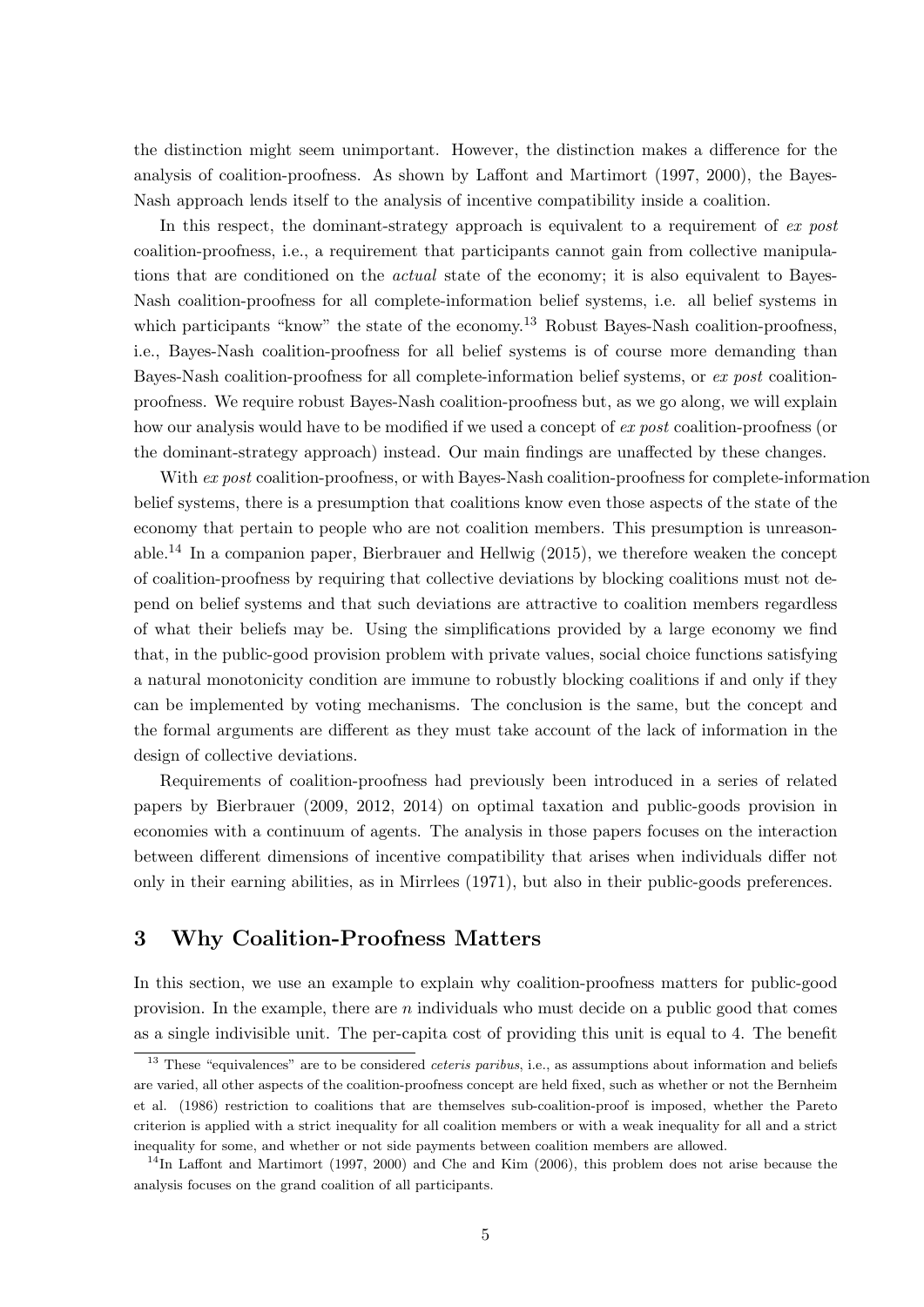the distinction might seem unimportant. However, the distinction makes a difference for the analysis of coalition-proofness. As shown by Laffont and Martimort (1997, 2000), the Bayes-Nash approach lends itself to the analysis of incentive compatibility inside a coalition.

In this respect, the dominant-strategy approach is equivalent to a requirement of *ex post* coalition-proofness, i.e., a requirement that participants cannot gain from collective manipulations that are conditioned on the *actual* state of the economy; it is also equivalent to Bayes-Nash coalition-proofness for all complete-information belief systems, i.e. all belief systems in which participants "know" the state of the economy.[13] Robust Bayes-Nash coalition-proofness, i.e., Bayes-Nash coalition-proofness for all belief systems is of course more demanding than Bayes-Nash coalition-proofness for all complete-information belief systems, or *ex post* coalition-proofness. We require robust Bayes-Nash coalition-proofness but, as we go along, we will explain how our analysis would have to be modified if we used a concept of *ex post* coalition-proofness (or the dominant-strategy approach) instead. Our main findings are unaffected by these changes.

With *ex post* coalition-proofness, or with Bayes-Nash coalition-proofness for complete-information belief systems, there is a presumption that coalitions know even those aspects of the state of the economy that pertain to people who are not coalition members. This presumption is unreasonable.[14] In a companion paper, Bierbrauer and Hellwig (2015), we therefore weaken the concept of coalition-proofness by requiring that collective deviations by blocking coalitions must not depend on belief systems and that such deviations are attractive to coalition members regardless of what their beliefs may be. Using the simplifications provided by a large economy we find that, in the public-good provision problem with private values, social choice functions satisfying a natural monotonicity condition are immune to robustly blocking coalitions if and only if they can be implemented by voting mechanisms. The conclusion is the same, but the concept and the formal arguments are different as they must take account of the lack of information in the design of collective deviations.

Requirements of coalition-proofness had previously been introduced in a series of related papers by Bierbrauer (2009, 2012, 2014) on optimal taxation and public-goods provision in economies with a continuum of agents. The analysis in those papers focuses on the interaction between different dimensions of incentive compatibility that arises when individuals differ not only in their earning abilities, as in Mirrlees (1971), but also in their public-goods preferences.

## 3 Why Coalition-Proofness Matters

In this section, we use an example to explain why coalition-proofness matters for public-good provision. In the example, there are $n$ individuals who must decide on a public good that comes as a single indivisible unit. The per-capita cost of providing this unit is equal to 4. The benefit

[13] These "equivalences" are to be considered *ceteris paribus*, i.e., as assumptions about information and beliefs are varied, all other aspects of the coalition-proofness concept are held fixed, such as whether or not the Bernheim et al. (1986) restriction to coalitions that are themselves sub-coalition-proof is imposed, whether the Pareto criterion is applied with a strict inequality for all coalition members or with a weak inequality for all and a strict inequality for some, and whether or not side payments between coalition members are allowed.

[14] In Laffont and Martimort (1997, 2000) and Che and Kim (2006), this problem does not arise because the analysis focuses on the grand coalition of all participants.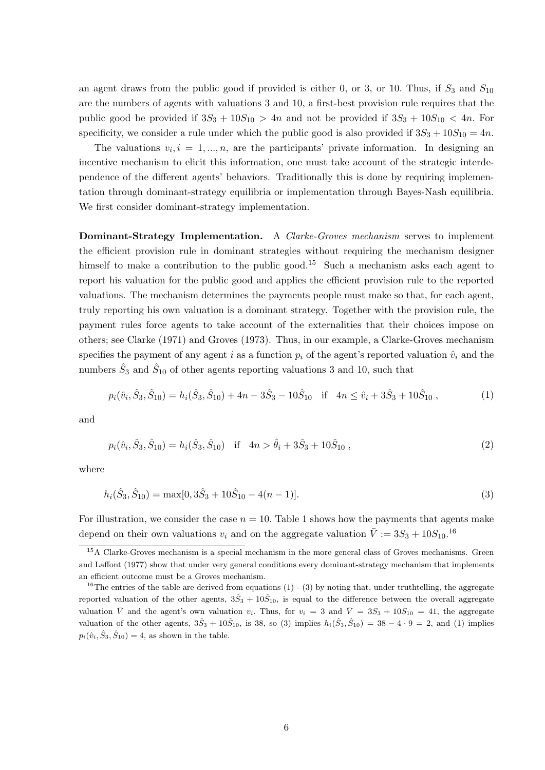an agent draws from the public good if provided is either 0, or 3, or 10. Thus, if $S_3$ and $S_{10}$ are the numbers of agents with valuations 3 and 10, a first-best provision rule requires that the public good be provided if $3S_3 + 10S_{10} > 4n$ and not be provided if $3S_3 + 10S_{10} < 4n$. For specificity, we consider a rule under which the public good is also provided if $3S_3 + 10S_{10} = 4n$.

The valuations $v_i, i = 1, ..., n$, are the participants' private information. In designing an incentive mechanism to elicit this information, one must take account of the strategic interdependence of the different agents' behaviors. Traditionally this is done by requiring implementation through dominant-strategy equilibria or implementation through Bayes-Nash equilibria. We first consider dominant-strategy implementation.

**Dominant-Strategy Implementation.** A *Clarke-Groves mechanism* serves to implement the efficient provision rule in dominant strategies without requiring the mechanism designer himself to make a contribution to the public good.[15] Such a mechanism asks each agent to report his valuation for the public good and applies the efficient provision rule to the reported valuations. The mechanism determines the payments people must make so that, for each agent, truly reporting his own valuation is a dominant strategy. Together with the provision rule, the payment rules force agents to take account of the externalities that their choices impose on others; see Clarke (1971) and Groves (1973). Thus, in our example, a Clarke-Groves mechanism specifies the payment of any agent $i$ as a function $p_i$ of the agent's reported valuation $\hat{v}_i$ and the numbers $\hat{S}_3$ and $\hat{S}_{10}$ of other agents reporting valuations 3 and 10, such that

$$p_i(\hat{v}_i, \hat{S}_3, \hat{S}_{10}) = h_i(\hat{S}_3, \hat{S}_{10}) + 4n - 3\hat{S}_3 - 10\hat{S}_{10} \quad \text{if} \quad 4n \leq \hat{v}_i + 3\hat{S}_3 + 10\hat{S}_{10} \,, \tag{1}$$

and

$$p_i(\hat{v}_i, \hat{S}_3, \hat{S}_{10}) = h_i(\hat{S}_3, \hat{S}_{10}) \quad \text{if} \quad 4n > \hat{\theta}_i + 3\hat{S}_3 + 10\hat{S}_{10} \,, \tag{2}$$

where

$$h_i(\hat{S}_3, \hat{S}_{10}) = \max[0, 3\hat{S}_3 + 10\hat{S}_{10} - 4(n-1)]. \tag{3}$$

For illustration, we consider the case $n = 10$. Table 1 shows how the payments that agents make depend on their own valuations $v_i$ and on the aggregate valuation $\bar{V} := 3S_3 + 10S_{10}$.[16]

[15] A Clarke-Groves mechanism is a special mechanism in the more general class of Groves mechanisms. Green and Laffont (1977) show that under very general conditions every dominant-strategy mechanism that implements an efficient outcome must be a Groves mechanism.

[16] The entries of the table are derived from equations (1) - (3) by noting that, under truthtelling, the aggregate reported valuation of the other agents, $3\hat{S}_3 + 10\hat{S}_{10}$, is equal to the difference between the overall aggregate valuation $\bar{V}$ and the agent's own valuation $v_i$. Thus, for $v_i = 3$ and $\bar{V} = 3S_3 + 10S_{10} = 41$, the aggregate valuation of the other agents, $3\hat{S}_3 + 10\hat{S}_{10}$, is 38, so (3) implies $h_i(\hat{S}_3, \hat{S}_{10}) = 38 - 4 \cdot 9 = 2$, and (1) implies $p_i(\hat{v}_i, \hat{S}_3, \hat{S}_{10}) = 4$, as shown in the table.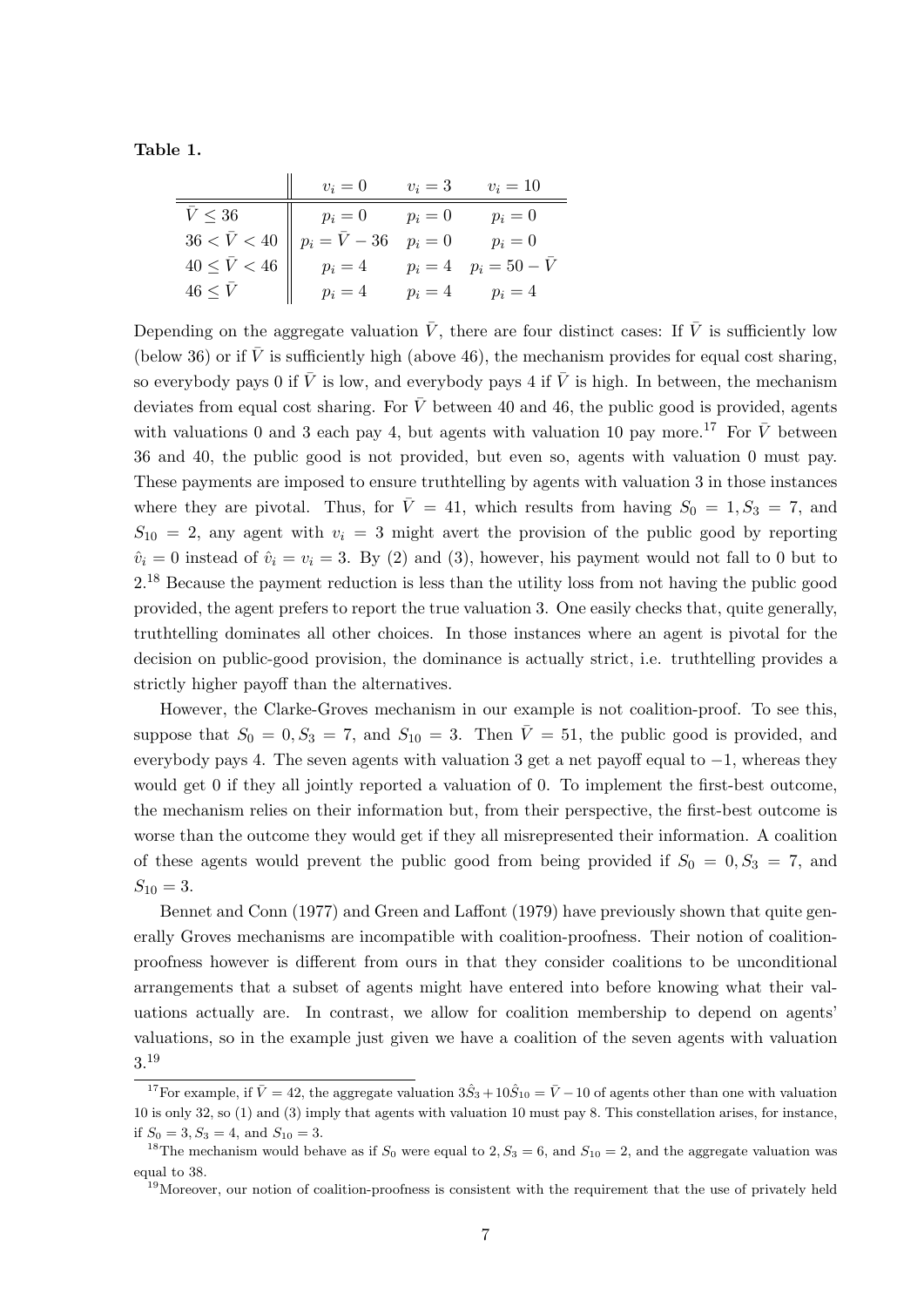**Table 1.**

| | $v_i = 0$ | $v_i = 3$ | $v_i = 10$ |
|---|---|---|---|
| $\bar{V} \leq 36$ | $p_i = 0$ | $p_i = 0$ | $p_i = 0$ |
| $36 < \bar{V} < 40$ | $p_i = \bar{V} - 36$ | $p_i = 0$ | $p_i = 0$ |
| $40 \leq \bar{V} < 46$ | $p_i = 4$ | $p_i = 4$ | $p_i = 50 - \bar{V}$ |
| $46 \leq \bar{V}$ | $p_i = 4$ | $p_i = 4$ | $p_i = 4$ |

Depending on the aggregate valuation $\bar{V}$, there are four distinct cases: If $\bar{V}$ is sufficiently low (below 36) or if $\bar{V}$ is sufficiently high (above 46), the mechanism provides for equal cost sharing, so everybody pays 0 if $\bar{V}$ is low, and everybody pays 4 if $\bar{V}$ is high. In between, the mechanism deviates from equal cost sharing. For $\bar{V}$ between 40 and 46, the public good is provided, agents with valuations 0 and 3 each pay 4, but agents with valuation 10 pay more.[17] For $\bar{V}$ between 36 and 40, the public good is not provided, but even so, agents with valuation 0 must pay. These payments are imposed to ensure truthtelling by agents with valuation 3 in those instances where they are pivotal. Thus, for $\bar{V} = 41$, which results from having $S_0 = 1, S_3 = 7$, and $S_{10} = 2$, any agent with $v_i = 3$ might avert the provision of the public good by reporting $\hat{v}_i = 0$ instead of $\hat{v}_i = v_i = 3$. By (2) and (3), however, his payment would not fall to 0 but to 2.[18] Because the payment reduction is less than the utility loss from not having the public good provided, the agent prefers to report the true valuation 3. One easily checks that, quite generally, truthtelling dominates all other choices. In those instances where an agent is pivotal for the decision on public-good provision, the dominance is actually strict, i.e. truthtelling provides a strictly higher payoff than the alternatives.

However, the Clarke-Groves mechanism in our example is not coalition-proof. To see this, suppose that $S_0 = 0, S_3 = 7$, and $S_{10} = 3$. Then $\bar{V} = 51$, the public good is provided, and everybody pays 4. The seven agents with valuation 3 get a net payoff equal to $-1$, whereas they would get 0 if they all jointly reported a valuation of 0. To implement the first-best outcome, the mechanism relies on their information but, from their perspective, the first-best outcome is worse than the outcome they would get if they all misrepresented their information. A coalition of these agents would prevent the public good from being provided if $S_0 = 0, S_3 = 7$, and $S_{10} = 3$.

Bennet and Conn (1977) and Green and Laffont (1979) have previously shown that quite generally Groves mechanisms are incompatible with coalition-proofness. Their notion of coalition-proofness however is different from ours in that they consider coalitions to be unconditional arrangements that a subset of agents might have entered into before knowing what their valuations actually are. In contrast, we allow for coalition membership to depend on agents' valuations, so in the example just given we have a coalition of the seven agents with valuation 3.[19]

---

[17] For example, if $\bar{V} = 42$, the aggregate valuation $3\hat{S}_3 + 10\hat{S}_{10} = \bar{V} - 10$ of agents other than one with valuation 10 is only 32, so (1) and (3) imply that agents with valuation 10 must pay 8. This constellation arises, for instance, if $S_0 = 3, S_3 = 4$, and $S_{10} = 3$.

[18] The mechanism would behave as if $S_0$ were equal to $2, S_3 = 6$, and $S_{10} = 2$, and the aggregate valuation was equal to 38.

[19] Moreover, our notion of coalition-proofness is consistent with the requirement that the use of privately held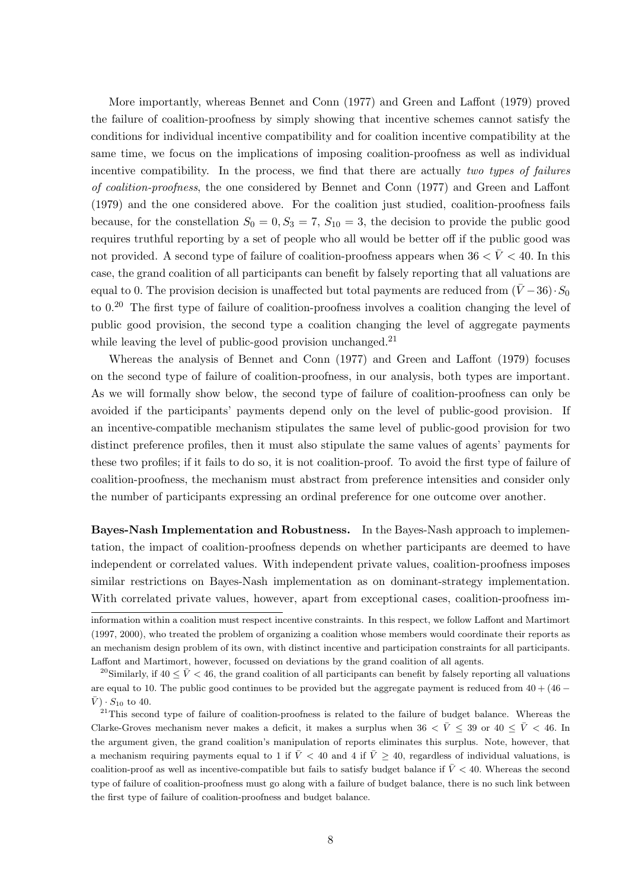More importantly, whereas Bennet and Conn (1977) and Green and Laffont (1979) proved the failure of coalition-proofness by simply showing that incentive schemes cannot satisfy the conditions for individual incentive compatibility and for coalition incentive compatibility at the same time, we focus on the implications of imposing coalition-proofness as well as individual incentive compatibility. In the process, we find that there are actually *two types of failures of coalition-proofness*, the one considered by Bennet and Conn (1977) and Green and Laffont (1979) and the one considered above. For the coalition just studied, coalition-proofness fails because, for the constellation $S_0 = 0, S_3 = 7, S_{10} = 3$, the decision to provide the public good requires truthful reporting by a set of people who all would be better off if the public good was not provided. A second type of failure of coalition-proofness appears when $36 < \bar{V} < 40$. In this case, the grand coalition of all participants can benefit by falsely reporting that all valuations are equal to 0. The provision decision is unaffected but total payments are reduced from $(\bar{V} - 36) \cdot S_0$ to 0.[20] The first type of failure of coalition-proofness involves a coalition changing the level of public good provision, the second type a coalition changing the level of aggregate payments while leaving the level of public-good provision unchanged.[21]

Whereas the analysis of Bennet and Conn (1977) and Green and Laffont (1979) focuses on the second type of failure of coalition-proofness, in our analysis, both types are important. As we will formally show below, the second type of failure of coalition-proofness can only be avoided if the participants' payments depend only on the level of public-good provision. If an incentive-compatible mechanism stipulates the same level of public-good provision for two distinct preference profiles, then it must also stipulate the same values of agents' payments for these two profiles; if it fails to do so, it is not coalition-proof. To avoid the first type of failure of coalition-proofness, the mechanism must abstract from preference intensities and consider only the number of participants expressing an ordinal preference for one outcome over another.

**Bayes-Nash Implementation and Robustness.** In the Bayes-Nash approach to implementation, the impact of coalition-proofness depends on whether participants are deemed to have independent or correlated values. With independent private values, coalition-proofness imposes similar restrictions on Bayes-Nash implementation as on dominant-strategy implementation. With correlated private values, however, apart from exceptional cases, coalition-proofness im-

information within a coalition must respect incentive constraints. In this respect, we follow Laffont and Martimort (1997, 2000), who treated the problem of organizing a coalition whose members would coordinate their reports as an mechanism design problem of its own, with distinct incentive and participation constraints for all participants. Laffont and Martimort, however, focussed on deviations by the grand coalition of all agents.

[20] Similarly, if $40 \leq \bar{V} < 46$, the grand coalition of all participants can benefit by falsely reporting all valuations are equal to 10. The public good continues to be provided but the aggregate payment is reduced from $40 + (46 - \bar{V}) \cdot S_{10}$ to 40.

[21] This second type of failure of coalition-proofness is related to the failure of budget balance. Whereas the Clarke-Groves mechanism never makes a deficit, it makes a surplus when $36 < \bar{V} \leq 39$ or $40 \leq \bar{V} < 46$. In the argument given, the grand coalition's manipulation of reports eliminates this surplus. Note, however, that a mechanism requiring payments equal to 1 if $\bar{V} < 40$ and 4 if $\bar{V} \geq 40$, regardless of individual valuations, is coalition-proof as well as incentive-compatible but fails to satisfy budget balance if $\bar{V} < 40$. Whereas the second type of failure of coalition-proofness must go along with a failure of budget balance, there is no such link between the first type of failure of coalition-proofness and budget balance.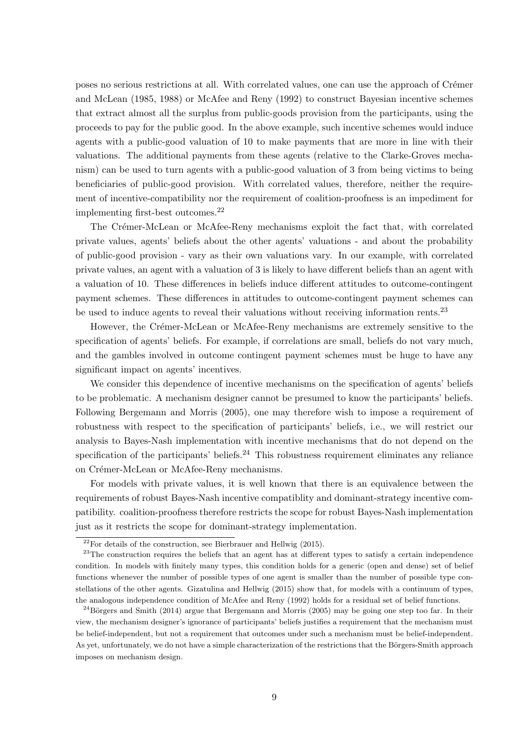poses no serious restrictions at all. With correlated values, one can use the approach of Crémer and McLean (1985, 1988) or McAfee and Reny (1992) to construct Bayesian incentive schemes that extract almost all the surplus from public-goods provision from the participants, using the proceeds to pay for the public good. In the above example, such incentive schemes would induce agents with a public-good valuation of 10 to make payments that are more in line with their valuations. The additional payments from these agents (relative to the Clarke-Groves mechanism) can be used to turn agents with a public-good valuation of 3 from being victims to being beneficiaries of public-good provision. With correlated values, therefore, neither the requirement of incentive-compatibility nor the requirement of coalition-proofness is an impediment for implementing first-best outcomes.[22]

The Crémer-McLean or McAfee-Reny mechanisms exploit the fact that, with correlated private values, agents' beliefs about the other agents' valuations - and about the probability of public-good provision - vary as their own valuations vary. In our example, with correlated private values, an agent with a valuation of 3 is likely to have different beliefs than an agent with a valuation of 10. These differences in beliefs induce different attitudes to outcome-contingent payment schemes. These differences in attitudes to outcome-contingent payment schemes can be used to induce agents to reveal their valuations without receiving information rents.[23]

However, the Crémer-McLean or McAfee-Reny mechanisms are extremely sensitive to the specification of agents' beliefs. For example, if correlations are small, beliefs do not vary much, and the gambles involved in outcome contingent payment schemes must be huge to have any significant impact on agents' incentives.

We consider this dependence of incentive mechanisms on the specification of agents' beliefs to be problematic. A mechanism designer cannot be presumed to know the participants' beliefs. Following Bergemann and Morris (2005), one may therefore wish to impose a requirement of robustness with respect to the specification of participants' beliefs, i.e., we will restrict our analysis to Bayes-Nash implementation with incentive mechanisms that do not depend on the specification of the participants' beliefs.[24] This robustness requirement eliminates any reliance on Crémer-McLean or McAfee-Reny mechanisms.

For models with private values, it is well known that there is an equivalence between the requirements of robust Bayes-Nash incentive compatiblity and dominant-strategy incentive compatibility. coalition-proofness therefore restricts the scope for robust Bayes-Nash implementation just as it restricts the scope for dominant-strategy implementation.

[22] For details of the construction, see Bierbrauer and Hellwig (2015).

[23] The construction requires the beliefs that an agent has at different types to satisfy a certain independence condition. In models with finitely many types, this condition holds for a generic (open and dense) set of belief functions whenever the number of possible types of one agent is smaller than the number of possible type constellations of the other agents. Gizatulina and Hellwig (2015) show that, for models with a continuum of types, the analogous independence condition of McAfee and Reny (1992) holds for a residual set of belief functions.

[24] Börgers and Smith (2014) argue that Bergemann and Morris (2005) may be going one step too far. In their view, the mechanism designer's ignorance of participants' beliefs justifies a requirement that the mechanism must be belief-independent, but not a requirement that outcomes under such a mechanism must be belief-independent. As yet, unfortunately, we do not have a simple characterization of the restrictions that the Börgers-Smith approach imposes on mechanism design.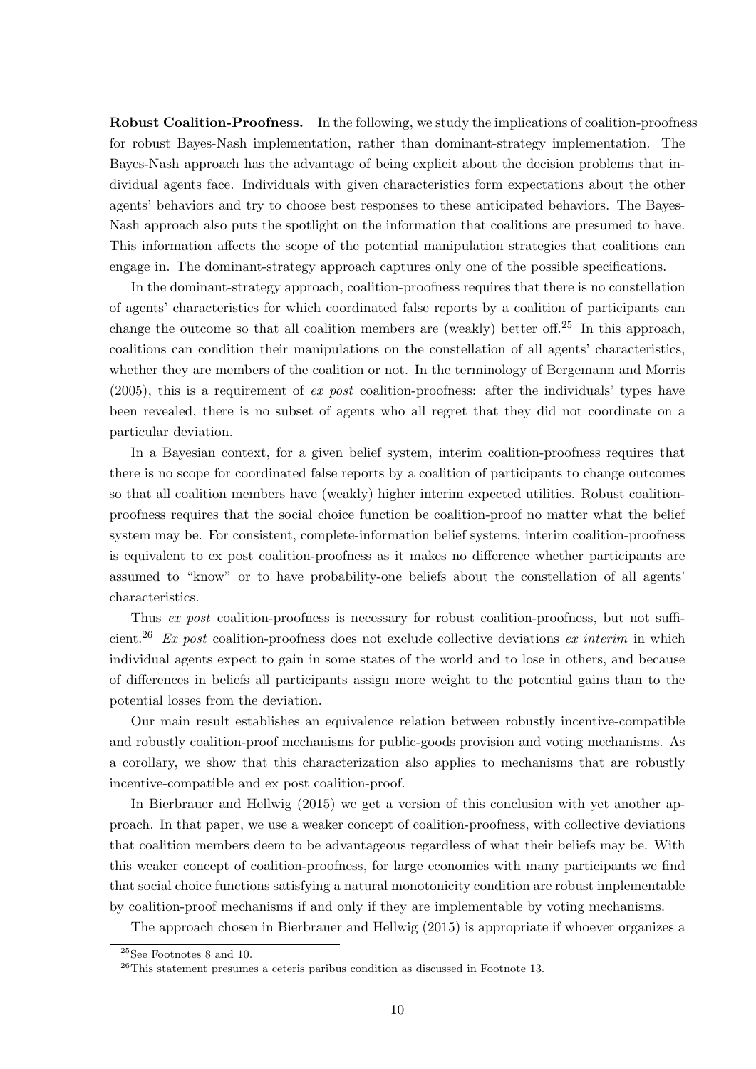**Robust Coalition-Proofness.** In the following, we study the implications of coalition-proofness for robust Bayes-Nash implementation, rather than dominant-strategy implementation. The Bayes-Nash approach has the advantage of being explicit about the decision problems that individual agents face. Individuals with given characteristics form expectations about the other agents' behaviors and try to choose best responses to these anticipated behaviors. The Bayes-Nash approach also puts the spotlight on the information that coalitions are presumed to have. This information affects the scope of the potential manipulation strategies that coalitions can engage in. The dominant-strategy approach captures only one of the possible specifications.

In the dominant-strategy approach, coalition-proofness requires that there is no constellation of agents' characteristics for which coordinated false reports by a coalition of participants can change the outcome so that all coalition members are (weakly) better off.[25] In this approach, coalitions can condition their manipulations on the constellation of all agents' characteristics, whether they are members of the coalition or not. In the terminology of Bergemann and Morris (2005), this is a requirement of *ex post* coalition-proofness: after the individuals' types have been revealed, there is no subset of agents who all regret that they did not coordinate on a particular deviation.

In a Bayesian context, for a given belief system, interim coalition-proofness requires that there is no scope for coordinated false reports by a coalition of participants to change outcomes so that all coalition members have (weakly) higher interim expected utilities. Robust coalition-proofness requires that the social choice function be coalition-proof no matter what the belief system may be. For consistent, complete-information belief systems, interim coalition-proofness is equivalent to ex post coalition-proofness as it makes no difference whether participants are assumed to "know" or to have probability-one beliefs about the constellation of all agents' characteristics.

Thus *ex post* coalition-proofness is necessary for robust coalition-proofness, but not sufficient.[26] *Ex post* coalition-proofness does not exclude collective deviations *ex interim* in which individual agents expect to gain in some states of the world and to lose in others, and because of differences in beliefs all participants assign more weight to the potential gains than to the potential losses from the deviation.

Our main result establishes an equivalence relation between robustly incentive-compatible and robustly coalition-proof mechanisms for public-goods provision and voting mechanisms. As a corollary, we show that this characterization also applies to mechanisms that are robustly incentive-compatible and ex post coalition-proof.

In Bierbrauer and Hellwig (2015) we get a version of this conclusion with yet another approach. In that paper, we use a weaker concept of coalition-proofness, with collective deviations that coalition members deem to be advantageous regardless of what their beliefs may be. With this weaker concept of coalition-proofness, for large economies with many participants we find that social choice functions satisfying a natural monotonicity condition are robust implementable by coalition-proof mechanisms if and only if they are implementable by voting mechanisms.

The approach chosen in Bierbrauer and Hellwig (2015) is appropriate if whoever organizes a

---

[25] See Footnotes 8 and 10.

[26] This statement presumes a ceteris paribus condition as discussed in Footnote 13.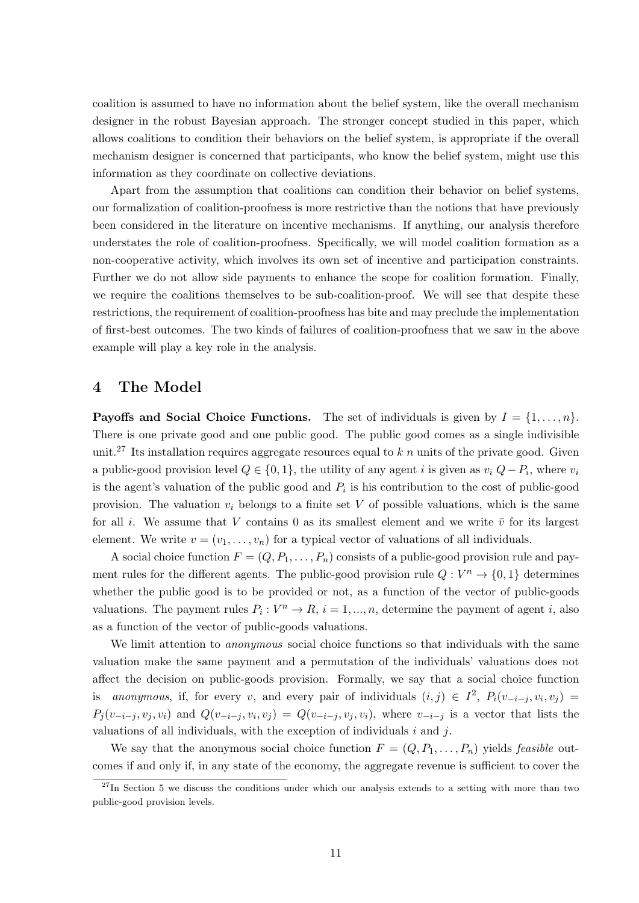coalition is assumed to have no information about the belief system, like the overall mechanism designer in the robust Bayesian approach. The stronger concept studied in this paper, which allows coalitions to condition their behaviors on the belief system, is appropriate if the overall mechanism designer is concerned that participants, who know the belief system, might use this information as they coordinate on collective deviations.

Apart from the assumption that coalitions can condition their behavior on belief systems, our formalization of coalition-proofness is more restrictive than the notions that have previously been considered in the literature on incentive mechanisms. If anything, our analysis therefore understates the role of coalition-proofness. Specifically, we will model coalition formation as a non-cooperative activity, which involves its own set of incentive and participation constraints. Further we do not allow side payments to enhance the scope for coalition formation. Finally, we require the coalitions themselves to be sub-coalition-proof. We will see that despite these restrictions, the requirement of coalition-proofness has bite and may preclude the implementation of first-best outcomes. The two kinds of failures of coalition-proofness that we saw in the above example will play a key role in the analysis.

## 4 The Model

**Payoffs and Social Choice Functions.** The set of individuals is given by $I = \{1, \ldots, n\}$. There is one private good and one public good. The public good comes as a single indivisible unit.[27] Its installation requires aggregate resources equal to $k\, n$ units of the private good. Given a public-good provision level $Q \in \{0, 1\}$, the utility of any agent $i$ is given as $v_i\, Q - P_i$, where $v_i$ is the agent's valuation of the public good and $P_i$ is his contribution to the cost of public-good provision. The valuation $v_i$ belongs to a finite set $V$ of possible valuations, which is the same for all $i$. We assume that $V$ contains 0 as its smallest element and we write $\bar{v}$ for its largest element. We write $v = (v_1, \ldots, v_n)$ for a typical vector of valuations of all individuals.

A social choice function $F = (Q, P_1, \ldots, P_n)$ consists of a public-good provision rule and payment rules for the different agents. The public-good provision rule $Q : V^n \to \{0, 1\}$ determines whether the public good is to be provided or not, as a function of the vector of public-goods valuations. The payment rules $P_i : V^n \to R$, $i = 1, ..., n$, determine the payment of agent $i$, also as a function of the vector of public-goods valuations.

We limit attention to *anonymous* social choice functions so that individuals with the same valuation make the same payment and a permutation of the individuals' valuations does not affect the decision on public-goods provision. Formally, we say that a social choice function is *anonymous*, if, for every $v$, and every pair of individuals $(i, j) \in I^2$, $P_i(v_{-i-j}, v_i, v_j) = P_j(v_{-i-j}, v_j, v_i)$ and $Q(v_{-i-j}, v_i, v_j) = Q(v_{-i-j}, v_j, v_i)$, where $v_{-i-j}$ is a vector that lists the valuations of all individuals, with the exception of individuals $i$ and $j$.

We say that the anonymous social choice function $F = (Q, P_1, \ldots, P_n)$ yields *feasible* outcomes if and only if, in any state of the economy, the aggregate revenue is sufficient to cover the

[27] In Section 5 we discuss the conditions under which our analysis extends to a setting with more than two public-good provision levels.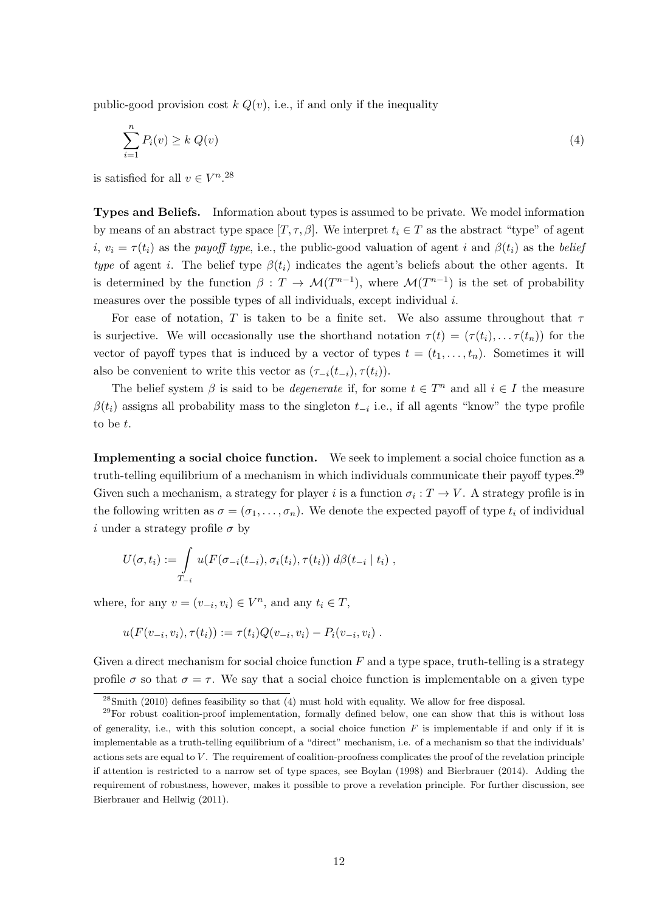public-good provision cost $k\ Q(v)$, i.e., if and only if the inequality

$$\sum_{i=1}^{n} P_i(v) \geq k\ Q(v) \tag{4}$$

is satisfied for all $v \in V^n$.[28]

**Types and Beliefs.** Information about types is assumed to be private. We model information by means of an abstract type space $[T, \tau, \beta]$. We interpret $t_i \in T$ as the abstract "type" of agent $i$, $v_i = \tau(t_i)$ as the *payoff type*, i.e., the public-good valuation of agent $i$ and $\beta(t_i)$ as the *belief type* of agent $i$. The belief type $\beta(t_i)$ indicates the agent's beliefs about the other agents. It is determined by the function $\beta : T \to \mathcal{M}(T^{n-1})$, where $\mathcal{M}(T^{n-1})$ is the set of probability measures over the possible types of all individuals, except individual $i$.

For ease of notation, $T$ is taken to be a finite set. We also assume throughout that $\tau$ is surjective. We will occasionally use the shorthand notation $\tau(t) = (\tau(t_i), \ldots \tau(t_n))$ for the vector of payoff types that is induced by a vector of types $t = (t_1, \ldots, t_n)$. Sometimes it will also be convenient to write this vector as $(\tau_{-i}(t_{-i}), \tau(t_i))$.

The belief system $\beta$ is said to be *degenerate* if, for some $t \in T^n$ and all $i \in I$ the measure $\beta(t_i)$ assigns all probability mass to the singleton $t_{-i}$ i.e., if all agents "know" the type profile to be $t$.

**Implementing a social choice function.** We seek to implement a social choice function as a truth-telling equilibrium of a mechanism in which individuals communicate their payoff types.[29] Given such a mechanism, a strategy for player $i$ is a function $\sigma_i : T \to V$. A strategy profile is in the following written as $\sigma = (\sigma_1, \ldots, \sigma_n)$. We denote the expected payoff of type $t_i$ of individual $i$ under a strategy profile $\sigma$ by

$$U(\sigma, t_i) := \int_{T_{-i}} u(F(\sigma_{-i}(t_{-i}), \sigma_i(t_i), \tau(t_i))\ d\beta(t_{-i} \mid t_i)\ ,$$

where, for any $v = (v_{-i}, v_i) \in V^n$, and any $t_i \in T$,

$$u(F(v_{-i}, v_i), \tau(t_i)) := \tau(t_i) Q(v_{-i}, v_i) - P_i(v_{-i}, v_i)\ .$$

Given a direct mechanism for social choice function $F$ and a type space, truth-telling is a strategy profile $\sigma$ so that $\sigma = \tau$. We say that a social choice function is implementable on a given type

[28] Smith (2010) defines feasibility so that (4) must hold with equality. We allow for free disposal.

[29] For robust coalition-proof implementation, formally defined below, one can show that this is without loss of generality, i.e., with this solution concept, a social choice function $F$ is implementable if and only if it is implementable as a truth-telling equilibrium of a "direct" mechanism, i.e. of a mechanism so that the individuals' actions sets are equal to $V$. The requirement of coalition-proofness complicates the proof of the revelation principle if attention is restricted to a narrow set of type spaces, see Boylan (1998) and Bierbrauer (2014). Adding the requirement of robustness, however, makes it possible to prove a revelation principle. For further discussion, see Bierbrauer and Hellwig (2011).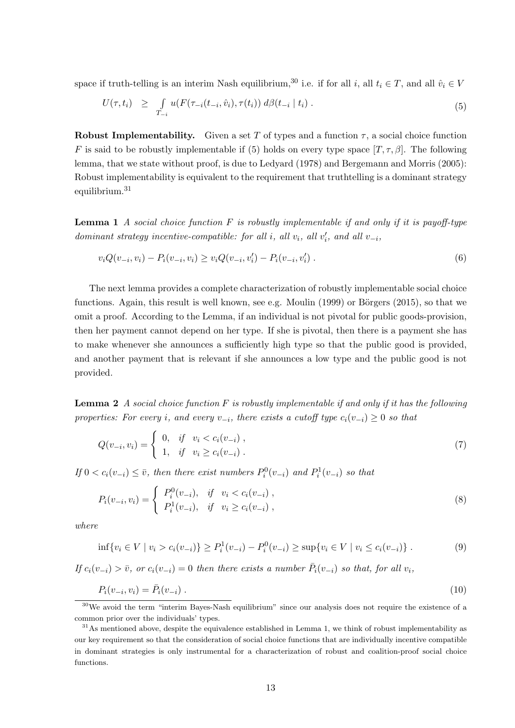space if truth-telling is an interim Nash equilibrium,[30] i.e. if for all $i$, all $t_i \in T$, and all $\hat{v}_i \in V$

$$U(\tau, t_i) \quad \geq \quad \int_{T_{-i}} u(F(\tau_{-i}(t_{-i}, \hat{v}_i), \tau(t_i)) \, d\beta(t_{-i} \mid t_i) \, . \tag{5}$$

**Robust Implementability.** Given a set $T$ of types and a function $\tau$, a social choice function $F$ is said to be robustly implementable if (5) holds on every type space $[T, \tau, \beta]$. The following lemma, that we state without proof, is due to Ledyard (1978) and Bergemann and Morris (2005): Robust implementability is equivalent to the requirement that truthtelling is a dominant strategy equilibrium.[31]

**Lemma 1** *A social choice function $F$ is robustly implementable if and only if it is payoff-type dominant strategy incentive-compatible: for all $i$, all $v_i$, all $v_i'$, and all $v_{-i}$,*

$$v_i Q(v_{-i}, v_i) - P_i(v_{-i}, v_i) \geq v_i Q(v_{-i}, v_i') - P_i(v_{-i}, v_i') \, . \tag{6}$$

The next lemma provides a complete characterization of robustly implementable social choice functions. Again, this result is well known, see e.g. Moulin (1999) or Börgers (2015), so that we omit a proof. According to the Lemma, if an individual is not pivotal for public goods-provision, then her payment cannot depend on her type. If she is pivotal, then there is a payment she has to make whenever she announces a sufficiently high type so that the public good is provided, and another payment that is relevant if she announces a low type and the public good is not provided.

**Lemma 2** *A social choice function $F$ is robustly implementable if and only if it has the following properties: For every $i$, and every $v_{-i}$, there exists a cutoff type $c_i(v_{-i}) \geq 0$ so that*

$$Q(v_{-i}, v_i) = \begin{cases} 0, & \text{if} \quad v_i < c_i(v_{-i}) \, , \\ 1, & \text{if} \quad v_i \geq c_i(v_{-i}) \, . \end{cases} \tag{7}$$

*If $0 < c_i(v_{-i}) \leq \bar{v}$, then there exist numbers $P_i^0(v_{-i})$ and $P_i^1(v_{-i})$ so that*

$$P_i(v_{-i}, v_i) = \begin{cases} P_i^0(v_{-i}), & \text{if} \quad v_i < c_i(v_{-i}) \, , \\ P_i^1(v_{-i}), & \text{if} \quad v_i \geq c_i(v_{-i}) \, , \end{cases} \tag{8}$$

*where*

$$\inf\{v_i \in V \mid v_i > c_i(v_{-i})\} \geq P_i^1(v_{-i}) - P_i^0(v_{-i}) \geq \sup\{v_i \in V \mid v_i \leq c_i(v_{-i})\} \, . \tag{9}$$

*If $c_i(v_{-i}) > \bar{v}$, or $c_i(v_{-i}) = 0$ then there exists a number $\bar{P}_i(v_{-i})$ so that, for all $v_i$,*

$$P_i(v_{-i}, v_i) = \bar{P}_i(v_{-i}) \, . \tag{10}$$

[30] We avoid the term "interim Bayes-Nash equilibrium" since our analysis does not require the existence of a common prior over the individuals' types.

[31] As mentioned above, despite the equivalence established in Lemma 1, we think of robust implementability as our key requirement so that the consideration of social choice functions that are individually incentive compatible in dominant strategies is only instrumental for a characterization of robust and coalition-proof social choice functions.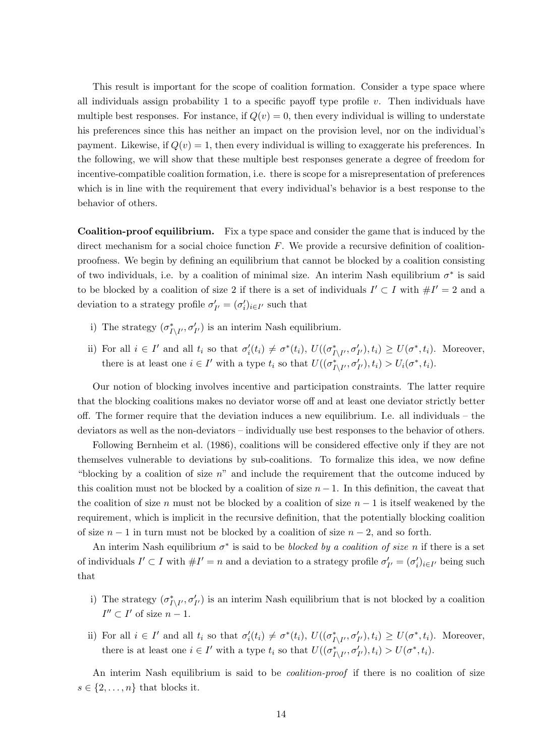This result is important for the scope of coalition formation. Consider a type space where all individuals assign probability 1 to a specific payoff type profile $v$. Then individuals have multiple best responses. For instance, if $Q(v) = 0$, then every individual is willing to understate his preferences since this has neither an impact on the provision level, nor on the individual's payment. Likewise, if $Q(v) = 1$, then every individual is willing to exaggerate his preferences. In the following, we will show that these multiple best responses generate a degree of freedom for incentive-compatible coalition formation, i.e. there is scope for a misrepresentation of preferences which is in line with the requirement that every individual's behavior is a best response to the behavior of others.

**Coalition-proof equilibrium.** Fix a type space and consider the game that is induced by the direct mechanism for a social choice function $F$. We provide a recursive definition of coalition-proofness. We begin by defining an equilibrium that cannot be blocked by a coalition consisting of two individuals, i.e. by a coalition of minimal size. An interim Nash equilibrium $\sigma^*$ is said to be blocked by a coalition of size 2 if there is a set of individuals $I' \subset I$ with $\#I' = 2$ and a deviation to a strategy profile $\sigma'_{I'} = (\sigma'_i)_{i \in I'}$ such that

i) The strategy $(\sigma^*_{I \setminus I'}, \sigma'_{I'})$ is an interim Nash equilibrium.

ii) For all $i \in I'$ and all $t_i$ so that $\sigma'_i(t_i) \neq \sigma^*(t_i)$, $U((\sigma^*_{I \setminus I'}, \sigma'_{I'}), t_i) \geq U(\sigma^*, t_i)$. Moreover, there is at least one $i \in I'$ with a type $t_i$ so that $U((\sigma^*_{I \setminus I'}, \sigma'_{I'}), t_i) > U_i(\sigma^*, t_i)$.

Our notion of blocking involves incentive and participation constraints. The latter require that the blocking coalitions makes no deviator worse off and at least one deviator strictly better off. The former require that the deviation induces a new equilibrium. I.e. all individuals – the deviators as well as the non-deviators – individually use best responses to the behavior of others.

Following Bernheim et al. (1986), coalitions will be considered effective only if they are not themselves vulnerable to deviations by sub-coalitions. To formalize this idea, we now define "blocking by a coalition of size $n$" and include the requirement that the outcome induced by this coalition must not be blocked by a coalition of size $n-1$. In this definition, the caveat that the coalition of size $n$ must not be blocked by a coalition of size $n-1$ is itself weakened by the requirement, which is implicit in the recursive definition, that the potentially blocking coalition of size $n-1$ in turn must not be blocked by a coalition of size $n-2$, and so forth.

An interim Nash equilibrium $\sigma^*$ is said to be *blocked by a coalition of size n* if there is a set of individuals $I' \subset I$ with $\#I' = n$ and a deviation to a strategy profile $\sigma'_{I'} = (\sigma'_i)_{i \in I'}$ being such that

i) The strategy $(\sigma^*_{I \setminus I'}, \sigma'_{I'})$ is an interim Nash equilibrium that is not blocked by a coalition $I'' \subset I'$ of size $n-1$.

ii) For all $i \in I'$ and all $t_i$ so that $\sigma'_i(t_i) \neq \sigma^*(t_i)$, $U((\sigma^*_{I \setminus I'}, \sigma'_{I'}), t_i) \geq U(\sigma^*, t_i)$. Moreover, there is at least one $i \in I'$ with a type $t_i$ so that $U((\sigma^*_{I \setminus I'}, \sigma'_{I'}), t_i) > U(\sigma^*, t_i)$.

An interim Nash equilibrium is said to be *coalition-proof* if there is no coalition of size $s \in \{2, \ldots, n\}$ that blocks it.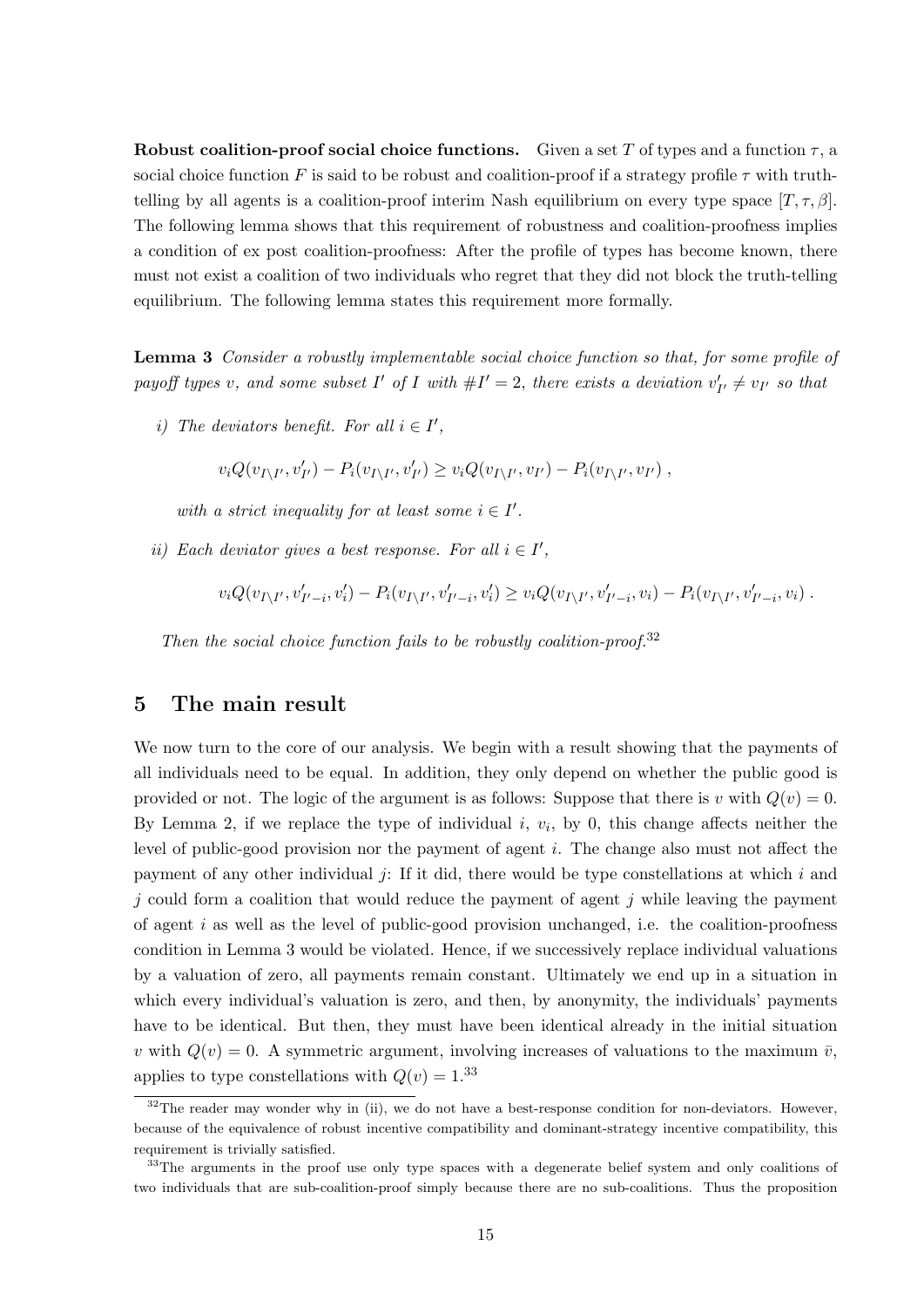**Robust coalition-proof social choice functions.** Given a set $T$ of types and a function $\tau$, a social choice function $F$ is said to be robust and coalition-proof if a strategy profile $\tau$ with truth-telling by all agents is a coalition-proof interim Nash equilibrium on every type space $[T, \tau, \beta]$. The following lemma shows that this requirement of robustness and coalition-proofness implies a condition of ex post coalition-proofness: After the profile of types has become known, there must not exist a coalition of two individuals who regret that they did not block the truth-telling equilibrium. The following lemma states this requirement more formally.

**Lemma 3** *Consider a robustly implementable social choice function so that, for some profile of payoff types $v$, and some subset $I'$ of $I$ with $\#I' = 2$, there exists a deviation $v'_{I'} \neq v_{I'}$ so that*

*i) The deviators benefit. For all $i \in I'$,*

$$v_i Q(v_{I \setminus I'}, v'_{I'}) - P_i(v_{I \setminus I'}, v'_{I'}) \geq v_i Q(v_{I \setminus I'}, v_{I'}) - P_i(v_{I \setminus I'}, v_{I'}) \ ,$$

*with a strict inequality for at least some $i \in I'$.*

*ii) Each deviator gives a best response. For all $i \in I'$,*

$$v_i Q(v_{I \setminus I'}, v'_{I'-i}, v'_i) - P_i(v_{I \setminus I'}, v'_{I'-i}, v'_i) \geq v_i Q(v_{I \setminus I'}, v'_{I'-i}, v_i) - P_i(v_{I \setminus I'}, v'_{I'-i}, v_i) \ .$$

*Then the social choice function fails to be robustly coalition-proof.*[32]

## 5 The main result

We now turn to the core of our analysis. We begin with a result showing that the payments of all individuals need to be equal. In addition, they only depend on whether the public good is provided or not. The logic of the argument is as follows: Suppose that there is $v$ with $Q(v) = 0$. By Lemma 2, if we replace the type of individual $i$, $v_i$, by 0, this change affects neither the level of public-good provision nor the payment of agent $i$. The change also must not affect the payment of any other individual $j$: If it did, there would be type constellations at which $i$ and $j$ could form a coalition that would reduce the payment of agent $j$ while leaving the payment of agent $i$ as well as the level of public-good provision unchanged, i.e. the coalition-proofness condition in Lemma 3 would be violated. Hence, if we successively replace individual valuations by a valuation of zero, all payments remain constant. Ultimately we end up in a situation in which every individual's valuation is zero, and then, by anonymity, the individuals' payments have to be identical. But then, they must have been identical already in the initial situation $v$ with $Q(v) = 0$. A symmetric argument, involving increases of valuations to the maximum $\bar{v}$, applies to type constellations with $Q(v) = 1$.[33]

---

[32] The reader may wonder why in (ii), we do not have a best-response condition for non-deviators. However, because of the equivalence of robust incentive compatibility and dominant-strategy incentive compatibility, this requirement is trivially satisfied.

[33] The arguments in the proof use only type spaces with a degenerate belief system and only coalitions of two individuals that are sub-coalition-proof simply because there are no sub-coalitions. Thus the proposition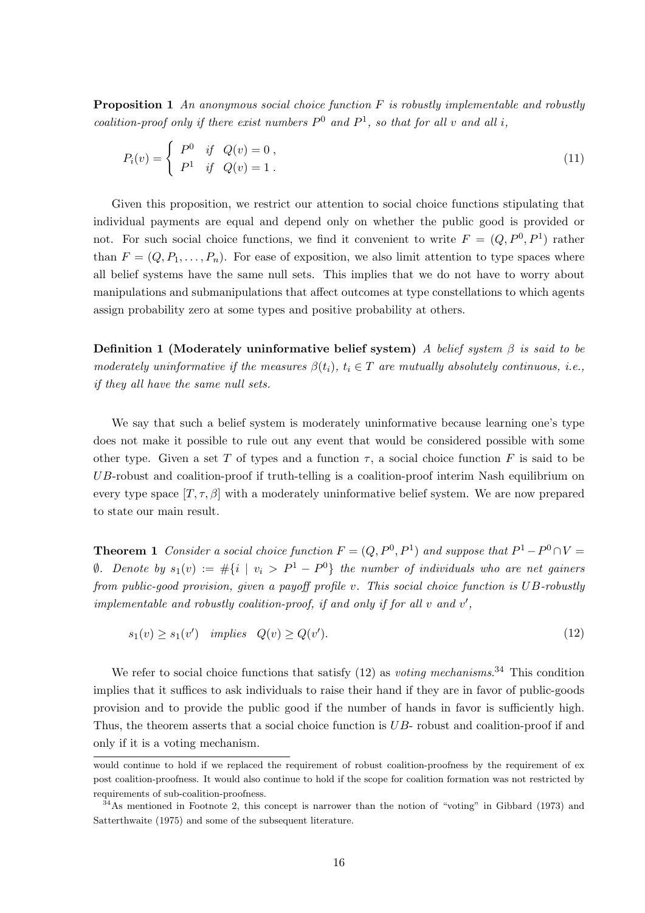**Proposition 1** *An anonymous social choice function $F$ is robustly implementable and robustly coalition-proof only if there exist numbers $P^0$ and $P^1$, so that for all $v$ and all $i$,*

$$P_i(v) = \begin{cases} P^0 & \text{if} \quad Q(v) = 0 \, , \\ P^1 & \text{if} \quad Q(v) = 1 \, . \end{cases} \tag{11}$$

Given this proposition, we restrict our attention to social choice functions stipulating that individual payments are equal and depend only on whether the public good is provided or not. For such social choice functions, we find it convenient to write $F = (Q, P^0, P^1)$ rather than $F = (Q, P_1, \ldots, P_n)$. For ease of exposition, we also limit attention to type spaces where all belief systems have the same null sets. This implies that we do not have to worry about manipulations and submanipulations that affect outcomes at type constellations to which agents assign probability zero at some types and positive probability at others.

**Definition 1 (Moderately uninformative belief system)** *A belief system $\beta$ is said to be moderately uninformative if the measures $\beta(t_i)$, $t_i \in T$ are mutually absolutely continuous, i.e., if they all have the same null sets.*

We say that such a belief system is moderately uninformative because learning one's type does not make it possible to rule out any event that would be considered possible with some other type. Given a set $T$ of types and a function $\tau$, a social choice function $F$ is said to be $UB$-robust and coalition-proof if truth-telling is a coalition-proof interim Nash equilibrium on every type space $[T, \tau, \beta]$ with a moderately uninformative belief system. We are now prepared to state our main result.

**Theorem 1** *Consider a social choice function $F = (Q, P^0, P^1)$ and suppose that $P^1 - P^0 \cap V = \emptyset$. Denote by $s_1(v) := \#\{i \mid v_i > P^1 - P^0\}$ the number of individuals who are net gainers from public-good provision, given a payoff profile $v$. This social choice function is $UB$-robustly implementable and robustly coalition-proof, if and only if for all $v$ and $v'$,*

$$s_1(v) \geq s_1(v') \quad \text{implies} \quad Q(v) \geq Q(v'). \tag{12}$$

We refer to social choice functions that satisfy (12) as *voting mechanisms*.[34] This condition implies that it suffices to ask individuals to raise their hand if they are in favor of public-goods provision and to provide the public good if the number of hands in favor is sufficiently high. Thus, the theorem asserts that a social choice function is $UB$- robust and coalition-proof if and only if it is a voting mechanism.

---

would continue to hold if we replaced the requirement of robust coalition-proofness by the requirement of ex post coalition-proofness. It would also continue to hold if the scope for coalition formation was not restricted by requirements of sub-coalition-proofness.

[34] As mentioned in Footnote 2, this concept is narrower than the notion of "voting" in Gibbard (1973) and Satterthwaite (1975) and some of the subsequent literature.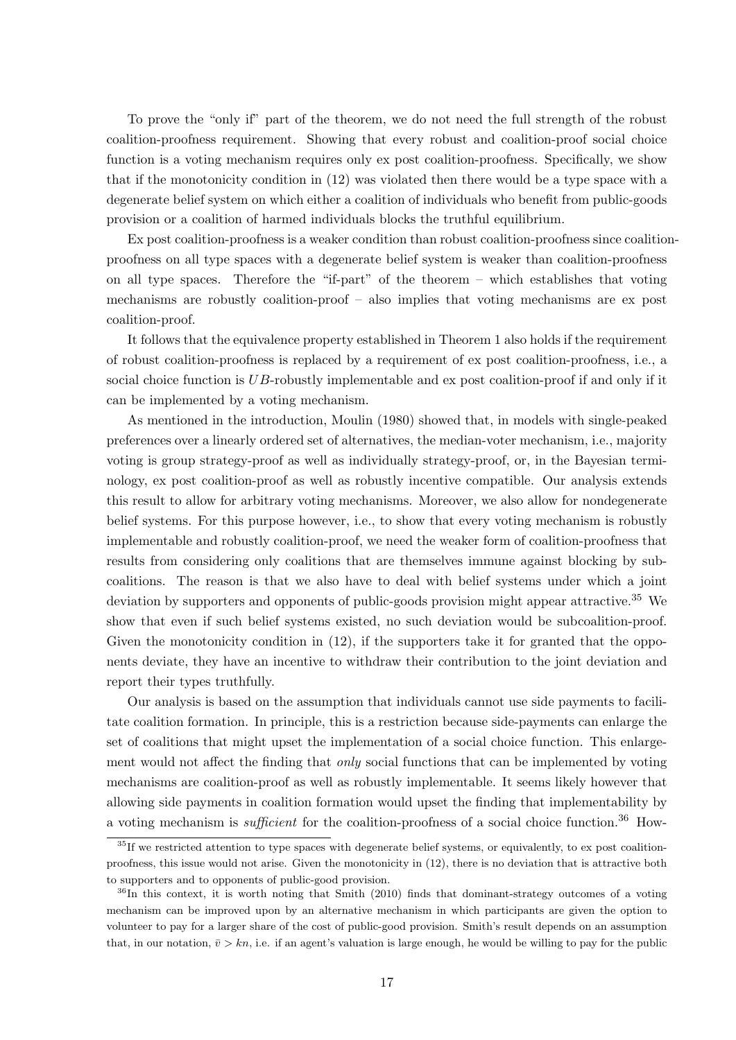To prove the "only if" part of the theorem, we do not need the full strength of the robust coalition-proofness requirement. Showing that every robust and coalition-proof social choice function is a voting mechanism requires only ex post coalition-proofness. Specifically, we show that if the monotonicity condition in (12) was violated then there would be a type space with a degenerate belief system on which either a coalition of individuals who benefit from public-goods provision or a coalition of harmed individuals blocks the truthful equilibrium.

Ex post coalition-proofness is a weaker condition than robust coalition-proofness since coalition-proofness on all type spaces with a degenerate belief system is weaker than coalition-proofness on all type spaces. Therefore the "if-part" of the theorem – which establishes that voting mechanisms are robustly coalition-proof – also implies that voting mechanisms are ex post coalition-proof.

It follows that the equivalence property established in Theorem 1 also holds if the requirement of robust coalition-proofness is replaced by a requirement of ex post coalition-proofness, i.e., a social choice function is $UB$-robustly implementable and ex post coalition-proof if and only if it can be implemented by a voting mechanism.

As mentioned in the introduction, Moulin (1980) showed that, in models with single-peaked preferences over a linearly ordered set of alternatives, the median-voter mechanism, i.e., majority voting is group strategy-proof as well as individually strategy-proof, or, in the Bayesian terminology, ex post coalition-proof as well as robustly incentive compatible. Our analysis extends this result to allow for arbitrary voting mechanisms. Moreover, we also allow for nondegenerate belief systems. For this purpose however, i.e., to show that every voting mechanism is robustly implementable and robustly coalition-proof, we need the weaker form of coalition-proofness that results from considering only coalitions that are themselves immune against blocking by subcoalitions. The reason is that we also have to deal with belief systems under which a joint deviation by supporters and opponents of public-goods provision might appear attractive.[35] We show that even if such belief systems existed, no such deviation would be subcoalition-proof. Given the monotonicity condition in (12), if the supporters take it for granted that the opponents deviate, they have an incentive to withdraw their contribution to the joint deviation and report their types truthfully.

Our analysis is based on the assumption that individuals cannot use side payments to facilitate coalition formation. In principle, this is a restriction because side-payments can enlarge the set of coalitions that might upset the implementation of a social choice function. This enlargement would not affect the finding that *only* social functions that can be implemented by voting mechanisms are coalition-proof as well as robustly implementable. It seems likely however that allowing side payments in coalition formation would upset the finding that implementability by a voting mechanism is *sufficient* for the coalition-proofness of a social choice function.[36] How-

---

[35] If we restricted attention to type spaces with degenerate belief systems, or equivalently, to ex post coalition-proofness, this issue would not arise. Given the monotonicity in (12), there is no deviation that is attractive both to supporters and to opponents of public-good provision.

[36] In this context, it is worth noting that Smith (2010) finds that dominant-strategy outcomes of a voting mechanism can be improved upon by an alternative mechanism in which participants are given the option to volunteer to pay for a larger share of the cost of public-good provision. Smith's result depends on an assumption that, in our notation, $\bar{v} > kn$, i.e. if an agent's valuation is large enough, he would be willing to pay for the public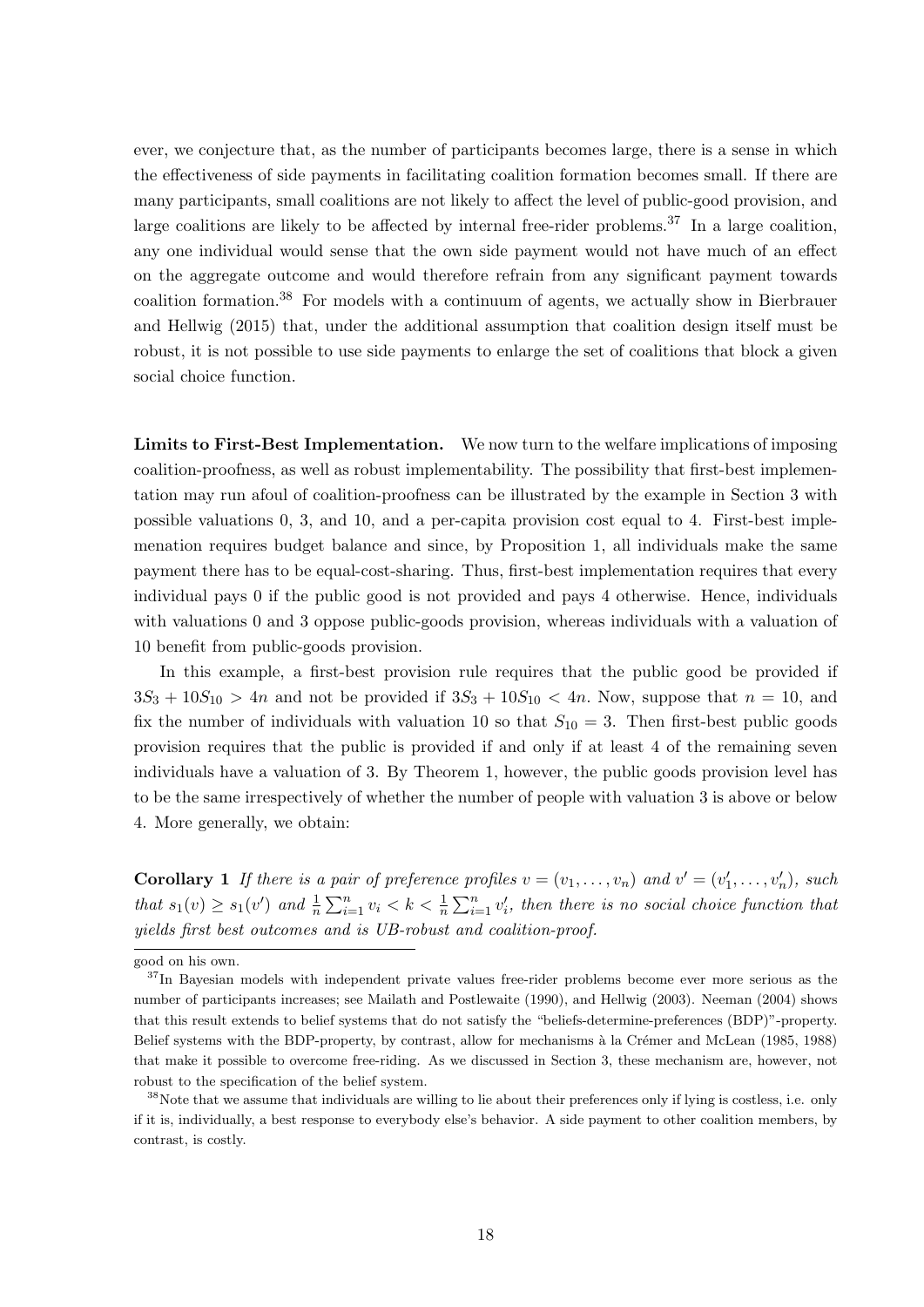ever, we conjecture that, as the number of participants becomes large, there is a sense in which the effectiveness of side payments in facilitating coalition formation becomes small. If there are many participants, small coalitions are not likely to affect the level of public-good provision, and large coalitions are likely to be affected by internal free-rider problems.[37] In a large coalition, any one individual would sense that the own side payment would not have much of an effect on the aggregate outcome and would therefore refrain from any significant payment towards coalition formation.[38] For models with a continuum of agents, we actually show in Bierbrauer and Hellwig (2015) that, under the additional assumption that coalition design itself must be robust, it is not possible to use side payments to enlarge the set of coalitions that block a given social choice function.

**Limits to First-Best Implementation.** We now turn to the welfare implications of imposing coalition-proofness, as well as robust implementability. The possibility that first-best implementation may run afoul of coalition-proofness can be illustrated by the example in Section 3 with possible valuations 0, 3, and 10, and a per-capita provision cost equal to 4. First-best implemenation requires budget balance and since, by Proposition 1, all individuals make the same payment there has to be equal-cost-sharing. Thus, first-best implementation requires that every individual pays 0 if the public good is not provided and pays 4 otherwise. Hence, individuals with valuations 0 and 3 oppose public-goods provision, whereas individuals with a valuation of 10 benefit from public-goods provision.

In this example, a first-best provision rule requires that the public good be provided if $3S_3 + 10S_{10} > 4n$ and not be provided if $3S_3 + 10S_{10} < 4n$. Now, suppose that $n = 10$, and fix the number of individuals with valuation 10 so that $S_{10} = 3$. Then first-best public goods provision requires that the public is provided if and only if at least 4 of the remaining seven individuals have a valuation of 3. By Theorem 1, however, the public goods provision level has to be the same irrespectively of whether the number of people with valuation 3 is above or below 4. More generally, we obtain:

**Corollary 1** *If there is a pair of preference profiles $v = (v_1, \ldots, v_n)$ and $v' = (v'_1, \ldots, v'_n)$, such that $s_1(v) \geq s_1(v')$ and $\frac{1}{n}\sum_{i=1}^{n} v_i < k < \frac{1}{n}\sum_{i=1}^{n} v'_i$, then there is no social choice function that yields first best outcomes and is UB-robust and coalition-proof.*

---

good on his own.

[37] In Bayesian models with independent private values free-rider problems become ever more serious as the number of participants increases; see Mailath and Postlewaite (1990), and Hellwig (2003). Neeman (2004) shows that this result extends to belief systems that do not satisfy the "beliefs-determine-preferences (BDP)"-property. Belief systems with the BDP-property, by contrast, allow for mechanisms à la Crémer and McLean (1985, 1988) that make it possible to overcome free-riding. As we discussed in Section 3, these mechanism are, however, not robust to the specification of the belief system.

[38] Note that we assume that individuals are willing to lie about their preferences only if lying is costless, i.e. only if it is, individually, a best response to everybody else's behavior. A side payment to other coalition members, by contrast, is costly.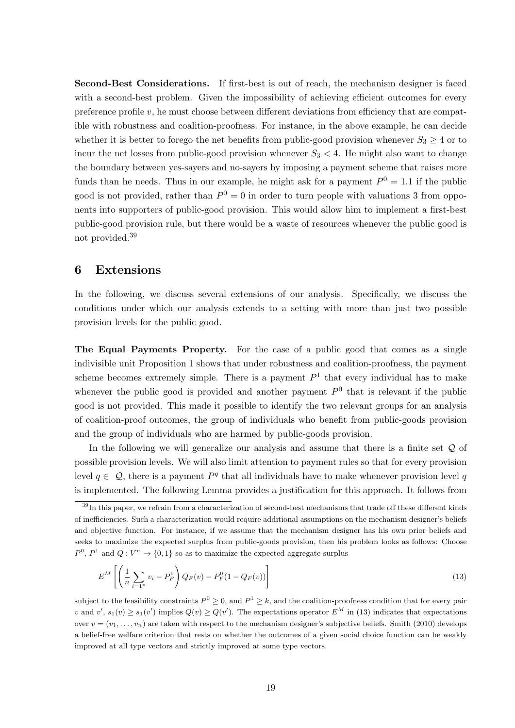**Second-Best Considerations.** If first-best is out of reach, the mechanism designer is faced with a second-best problem. Given the impossibility of achieving efficient outcomes for every preference profile $v$, he must choose between different deviations from efficiency that are compatible with robustness and coalition-proofness. For instance, in the above example, he can decide whether it is better to forego the net benefits from public-good provision whenever $S_3 \geq 4$ or to incur the net losses from public-good provision whenever $S_3 < 4$. He might also want to change the boundary between yes-sayers and no-sayers by imposing a payment scheme that raises more funds than he needs. Thus in our example, he might ask for a payment $P^0 = 1.1$ if the public good is not provided, rather than $P^0 = 0$ in order to turn people with valuations 3 from opponents into supporters of public-good provision. This would allow him to implement a first-best public-good provision rule, but there would be a waste of resources whenever the public good is not provided.[39]

## 6 Extensions

In the following, we discuss several extensions of our analysis. Specifically, we discuss the conditions under which our analysis extends to a setting with more than just two possible provision levels for the public good.

**The Equal Payments Property.** For the case of a public good that comes as a single indivisible unit Proposition 1 shows that under robustness and coalition-proofness, the payment scheme becomes extremely simple. There is a payment $P^1$ that every individual has to make whenever the public good is provided and another payment $P^0$ that is relevant if the public good is not provided. This made it possible to identify the two relevant groups for an analysis of coalition-proof outcomes, the group of individuals who benefit from public-goods provision and the group of individuals who are harmed by public-goods provision.

In the following we will generalize our analysis and assume that there is a finite set $\mathcal{Q}$ of possible provision levels. We will also limit attention to payment rules so that for every provision level $q \in \mathcal{Q}$, there is a payment $P^q$ that all individuals have to make whenever provision level $q$ is implemented. The following Lemma provides a justification for this approach. It follows from

[39] In this paper, we refrain from a characterization of second-best mechanisms that trade off these different kinds of inefficiencies. Such a characterization would require additional assumptions on the mechanism designer's beliefs and objective function. For instance, if we assume that the mechanism designer has his own prior beliefs and seeks to maximize the expected surplus from public-goods provision, then his problem looks as follows: Choose $P^0$, $P^1$ and $Q : V^n \to \{0, 1\}$ so as to maximize the expected aggregate surplus

$$E^M \left[ \left( \frac{1}{n} \sum_{i=1^n} v_i - P_F^1 \right) Q_F(v) - P_F^0 (1 - Q_F(v)) \right] \tag{13}$$

subject to the feasibility constraints $P^0 \geq 0$, and $P^1 \geq k$, and the coalition-proofness condition that for every pair $v$ and $v'$, $s_1(v) \geq s_1(v')$ implies $Q(v) \geq Q(v')$. The expectations operator $E^M$ in (13) indicates that expectations over $v = (v_1, \dots, v_n)$ are taken with respect to the mechanism designer's subjective beliefs. Smith (2010) develops a belief-free welfare criterion that rests on whether the outcomes of a given social choice function can be weakly improved at all type vectors and strictly improved at some type vectors.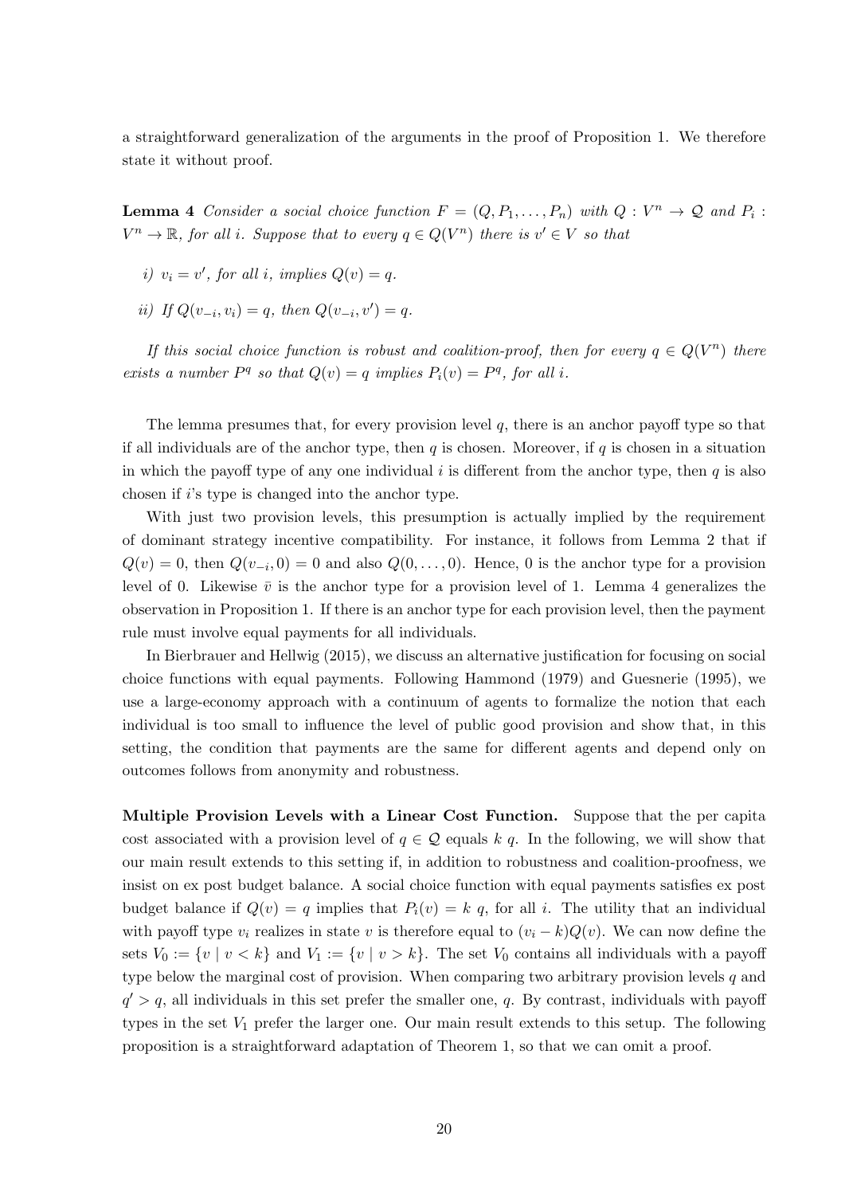a straightforward generalization of the arguments in the proof of Proposition 1. We therefore state it without proof.

**Lemma 4** *Consider a social choice function $F = (Q, P_1, \ldots, P_n)$ with $Q : V^n \to \mathcal{Q}$ and $P_i : V^n \to \mathbb{R}$, for all $i$. Suppose that to every $q \in Q(V^n)$ there is $v' \in V$ so that*

*i) $v_i = v'$, for all $i$, implies $Q(v) = q$.*

*ii) If $Q(v_{-i}, v_i) = q$, then $Q(v_{-i}, v') = q$.*

*If this social choice function is robust and coalition-proof, then for every $q \in Q(V^n)$ there exists a number $P^q$ so that $Q(v) = q$ implies $P_i(v) = P^q$, for all $i$.*

The lemma presumes that, for every provision level $q$, there is an anchor payoff type so that if all individuals are of the anchor type, then $q$ is chosen. Moreover, if $q$ is chosen in a situation in which the payoff type of any one individual $i$ is different from the anchor type, then $q$ is also chosen if $i$'s type is changed into the anchor type.

With just two provision levels, this presumption is actually implied by the requirement of dominant strategy incentive compatibility. For instance, it follows from Lemma 2 that if $Q(v) = 0$, then $Q(v_{-i}, 0) = 0$ and also $Q(0, \ldots, 0)$. Hence, 0 is the anchor type for a provision level of 0. Likewise $\bar{v}$ is the anchor type for a provision level of 1. Lemma 4 generalizes the observation in Proposition 1. If there is an anchor type for each provision level, then the payment rule must involve equal payments for all individuals.

In Bierbrauer and Hellwig (2015), we discuss an alternative justification for focusing on social choice functions with equal payments. Following Hammond (1979) and Guesnerie (1995), we use a large-economy approach with a continuum of agents to formalize the notion that each individual is too small to influence the level of public good provision and show that, in this setting, the condition that payments are the same for different agents and depend only on outcomes follows from anonymity and robustness.

**Multiple Provision Levels with a Linear Cost Function.** Suppose that the per capita cost associated with a provision level of $q \in \mathcal{Q}$ equals $k\ q$. In the following, we will show that our main result extends to this setting if, in addition to robustness and coalition-proofness, we insist on ex post budget balance. A social choice function with equal payments satisfies ex post budget balance if $Q(v) = q$ implies that $P_i(v) = k\ q$, for all $i$. The utility that an individual with payoff type $v_i$ realizes in state $v$ is therefore equal to $(v_i - k)Q(v)$. We can now define the sets $V_0 := \{v \mid v < k\}$ and $V_1 := \{v \mid v > k\}$. The set $V_0$ contains all individuals with a payoff type below the marginal cost of provision. When comparing two arbitrary provision levels $q$ and $q' > q$, all individuals in this set prefer the smaller one, $q$. By contrast, individuals with payoff types in the set $V_1$ prefer the larger one. Our main result extends to this setup. The following proposition is a straightforward adaptation of Theorem 1, so that we can omit a proof.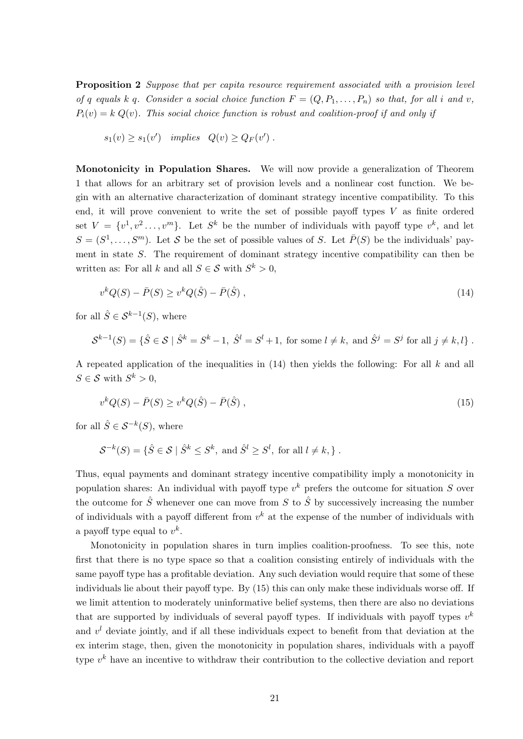**Proposition 2** *Suppose that per capita resource requirement associated with a provision level of $q$ equals $k\,q$. Consider a social choice function $F = (Q, P_1, \ldots, P_n)$ so that, for all $i$ and $v$, $P_i(v) = k\,Q(v)$. This social choice function is robust and coalition-proof if and only if*

$$s_1(v) \geq s_1(v') \quad \textit{implies} \quad Q(v) \geq Q_F(v') \; .$$

**Monotonicity in Population Shares.** We will now provide a generalization of Theorem 1 that allows for an arbitrary set of provision levels and a nonlinear cost function. We begin with an alternative characterization of dominant strategy incentive compatibility. To this end, it will prove convenient to write the set of possible payoff types $V$ as finite ordered set $V = \{v^1, v^2 \ldots, v^m\}$. Let $S^k$ be the number of individuals with payoff type $v^k$, and let $S = (S^1, \ldots, S^m)$. Let $\mathcal{S}$ be the set of possible values of $S$. Let $\bar{P}(S)$ be the individuals' payment in state $S$. The requirement of dominant strategy incentive compatibility can then be written as: For all $k$ and all $S \in \mathcal{S}$ with $S^k > 0$,

$$v^k Q(S) - \bar{P}(S) \geq v^k Q(\hat{S}) - \bar{P}(\hat{S}) \; , \tag{14}$$

for all $\hat{S} \in \mathcal{S}^{k-1}(S)$, where

$$\mathcal{S}^{k-1}(S) = \{\hat{S} \in \mathcal{S} \mid \hat{S}^k = S^k - 1, \; \hat{S}^l = S^l + 1, \text{ for some } l \neq k, \text{ and } \hat{S}^j = S^j \text{ for all } j \neq k, l\} \; .$$

A repeated application of the inequalities in (14) then yields the following: For all $k$ and all $S \in \mathcal{S}$ with $S^k > 0$,

$$v^k Q(S) - \bar{P}(S) \geq v^k Q(\hat{S}) - \bar{P}(\hat{S}) \; , \tag{15}$$

for all $\hat{S} \in \mathcal{S}^{-k}(S)$, where

$$\mathcal{S}^{-k}(S) = \{\hat{S} \in \mathcal{S} \mid \hat{S}^k \leq S^k, \text{ and } \hat{S}^l \geq S^l, \text{ for all } l \neq k, \} \; .$$

Thus, equal payments and dominant strategy incentive compatibility imply a monotonicity in population shares: An individual with payoff type $v^k$ prefers the outcome for situation $S$ over the outcome for $\hat{S}$ whenever one can move from $S$ to $\hat{S}$ by successively increasing the number of individuals with a payoff different from $v^k$ at the expense of the number of individuals with a payoff type equal to $v^k$.

Monotonicity in population shares in turn implies coalition-proofness. To see this, note first that there is no type space so that a coalition consisting entirely of individuals with the same payoff type has a profitable deviation. Any such deviation would require that some of these individuals lie about their payoff type. By (15) this can only make these individuals worse off. If we limit attention to moderately uninformative belief systems, then there are also no deviations that are supported by individuals of several payoff types. If individuals with payoff types $v^k$ and $v^l$ deviate jointly, and if all these individuals expect to benefit from that deviation at the ex interim stage, then, given the monotonicity in population shares, individuals with a payoff type $v^k$ have an incentive to withdraw their contribution to the collective deviation and report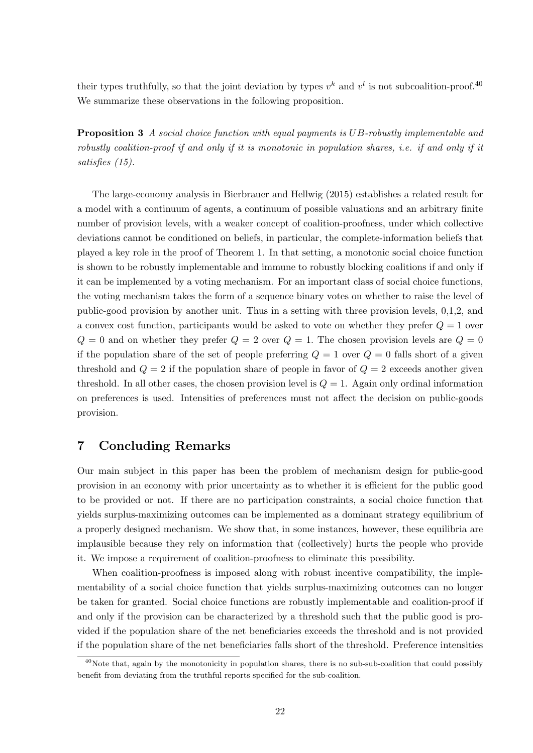their types truthfully, so that the joint deviation by types $v^k$ and $v^l$ is not subcoalition-proof.[40] We summarize these observations in the following proposition.

**Proposition 3** *A social choice function with equal payments is UB-robustly implementable and robustly coalition-proof if and only if it is monotonic in population shares, i.e. if and only if it satisfies (15).*

The large-economy analysis in Bierbrauer and Hellwig (2015) establishes a related result for a model with a continuum of agents, a continuum of possible valuations and an arbitrary finite number of provision levels, with a weaker concept of coalition-proofness, under which collective deviations cannot be conditioned on beliefs, in particular, the complete-information beliefs that played a key role in the proof of Theorem 1. In that setting, a monotonic social choice function is shown to be robustly implementable and immune to robustly blocking coalitions if and only if it can be implemented by a voting mechanism. For an important class of social choice functions, the voting mechanism takes the form of a sequence binary votes on whether to raise the level of public-good provision by another unit. Thus in a setting with three provision levels, 0,1,2, and a convex cost function, participants would be asked to vote on whether they prefer $Q = 1$ over $Q = 0$ and on whether they prefer $Q = 2$ over $Q = 1$. The chosen provision levels are $Q = 0$ if the population share of the set of people preferring $Q = 1$ over $Q = 0$ falls short of a given threshold and $Q = 2$ if the population share of people in favor of $Q = 2$ exceeds another given threshold. In all other cases, the chosen provision level is $Q = 1$. Again only ordinal information on preferences is used. Intensities of preferences must not affect the decision on public-goods provision.

## 7 Concluding Remarks

Our main subject in this paper has been the problem of mechanism design for public-good provision in an economy with prior uncertainty as to whether it is efficient for the public good to be provided or not. If there are no participation constraints, a social choice function that yields surplus-maximizing outcomes can be implemented as a dominant strategy equilibrium of a properly designed mechanism. We show that, in some instances, however, these equilibria are implausible because they rely on information that (collectively) hurts the people who provide it. We impose a requirement of coalition-proofness to eliminate this possibility.

When coalition-proofness is imposed along with robust incentive compatibility, the implementability of a social choice function that yields surplus-maximizing outcomes can no longer be taken for granted. Social choice functions are robustly implementable and coalition-proof if and only if the provision can be characterized by a threshold such that the public good is provided if the population share of the net beneficiaries exceeds the threshold and is not provided if the population share of the net beneficiaries falls short of the threshold. Preference intensities

[40] Note that, again by the monotonicity in population shares, there is no sub-sub-coalition that could possibly benefit from deviating from the truthful reports specified for the sub-coalition.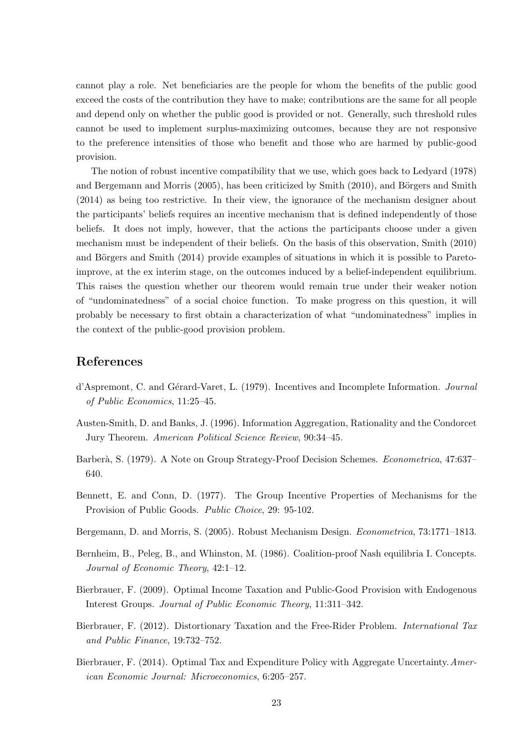cannot play a role. Net beneficiaries are the people for whom the benefits of the public good exceed the costs of the contribution they have to make; contributions are the same for all people and depend only on whether the public good is provided or not. Generally, such threshold rules cannot be used to implement surplus-maximizing outcomes, because they are not responsive to the preference intensities of those who benefit and those who are harmed by public-good provision.

The notion of robust incentive compatibility that we use, which goes back to Ledyard (1978) and Bergemann and Morris (2005), has been criticized by Smith (2010), and Börgers and Smith (2014) as being too restrictive. In their view, the ignorance of the mechanism designer about the participants' beliefs requires an incentive mechanism that is defined independently of those beliefs. It does not imply, however, that the actions the participants choose under a given mechanism must be independent of their beliefs. On the basis of this observation, Smith (2010) and Börgers and Smith (2014) provide examples of situations in which it is possible to Pareto-improve, at the ex interim stage, on the outcomes induced by a belief-independent equilibrium. This raises the question whether our theorem would remain true under their weaker notion of "undominatedness" of a social choice function. To make progress on this question, it will probably be necessary to first obtain a characterization of what "undominatedness" implies in the context of the public-good provision problem.

## References

d'Aspremont, C. and Gérard-Varet, L. (1979). Incentives and Incomplete Information. *Journal of Public Economics*, 11:25–45.

Austen-Smith, D. and Banks, J. (1996). Information Aggregation, Rationality and the Condorcet Jury Theorem. *American Political Science Review*, 90:34–45.

Barberà, S. (1979). A Note on Group Strategy-Proof Decision Schemes. *Econometrica*, 47:637–640.

Bennett, E. and Conn, D. (1977). The Group Incentive Properties of Mechanisms for the Provision of Public Goods. *Public Choice*, 29: 95-102.

Bergemann, D. and Morris, S. (2005). Robust Mechanism Design. *Econometrica*, 73:1771–1813.

Bernheim, B., Peleg, B., and Whinston, M. (1986). Coalition-proof Nash equilibria I. Concepts. *Journal of Economic Theory*, 42:1–12.

Bierbrauer, F. (2009). Optimal Income Taxation and Public-Good Provision with Endogenous Interest Groups. *Journal of Public Economic Theory*, 11:311–342.

Bierbrauer, F. (2012). Distortionary Taxation and the Free-Rider Problem. *International Tax and Public Finance*, 19:732–752.

Bierbrauer, F. (2014). Optimal Tax and Expenditure Policy with Aggregate Uncertainty. *American Economic Journal: Microeconomics*, 6:205–257.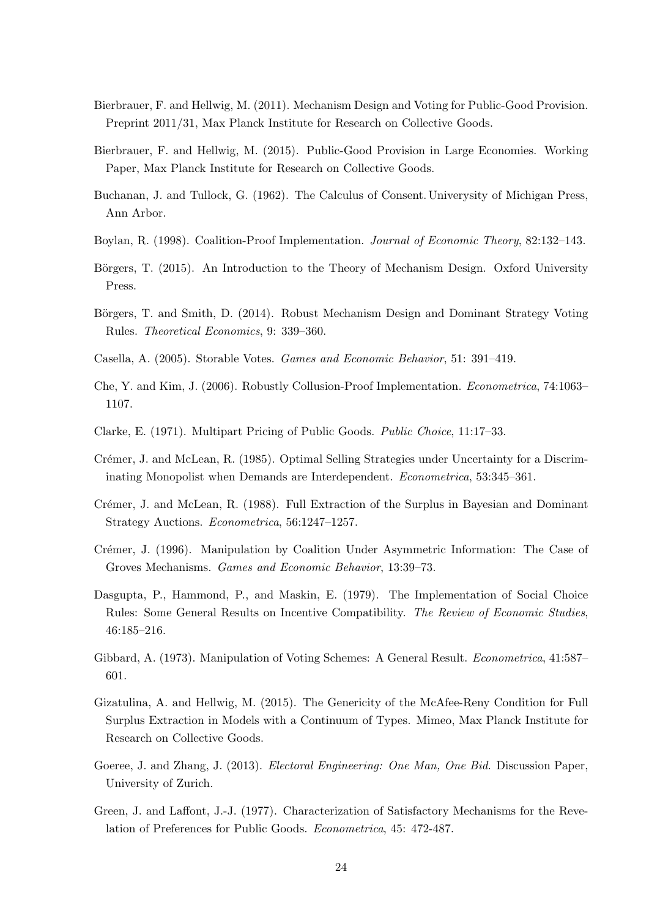Bierbrauer, F. and Hellwig, M. (2011). Mechanism Design and Voting for Public-Good Provision. Preprint 2011/31, Max Planck Institute for Research on Collective Goods.

Bierbrauer, F. and Hellwig, M. (2015). Public-Good Provision in Large Economies. Working Paper, Max Planck Institute for Research on Collective Goods.

Buchanan, J. and Tullock, G. (1962). The Calculus of Consent. Univerysity of Michigan Press, Ann Arbor.

Boylan, R. (1998). Coalition-Proof Implementation. *Journal of Economic Theory*, 82:132–143.

Börgers, T. (2015). An Introduction to the Theory of Mechanism Design. Oxford University Press.

Börgers, T. and Smith, D. (2014). Robust Mechanism Design and Dominant Strategy Voting Rules. *Theoretical Economics*, 9: 339–360.

Casella, A. (2005). Storable Votes. *Games and Economic Behavior*, 51: 391–419.

Che, Y. and Kim, J. (2006). Robustly Collusion-Proof Implementation. *Econometrica*, 74:1063–1107.

Clarke, E. (1971). Multipart Pricing of Public Goods. *Public Choice*, 11:17–33.

Crémer, J. and McLean, R. (1985). Optimal Selling Strategies under Uncertainty for a Discriminating Monopolist when Demands are Interdependent. *Econometrica*, 53:345–361.

Crémer, J. and McLean, R. (1988). Full Extraction of the Surplus in Bayesian and Dominant Strategy Auctions. *Econometrica*, 56:1247–1257.

Crémer, J. (1996). Manipulation by Coalition Under Asymmetric Information: The Case of Groves Mechanisms. *Games and Economic Behavior*, 13:39–73.

Dasgupta, P., Hammond, P., and Maskin, E. (1979). The Implementation of Social Choice Rules: Some General Results on Incentive Compatibility. *The Review of Economic Studies*, 46:185–216.

Gibbard, A. (1973). Manipulation of Voting Schemes: A General Result. *Econometrica*, 41:587–601.

Gizatulina, A. and Hellwig, M. (2015). The Genericity of the McAfee-Reny Condition for Full Surplus Extraction in Models with a Continuum of Types. Mimeo, Max Planck Institute for Research on Collective Goods.

Goeree, J. and Zhang, J. (2013). *Electoral Engineering: One Man, One Bid*. Discussion Paper, University of Zurich.

Green, J. and Laffont, J.-J. (1977). Characterization of Satisfactory Mechanisms for the Revelation of Preferences for Public Goods. *Econometrica*, 45: 472-487.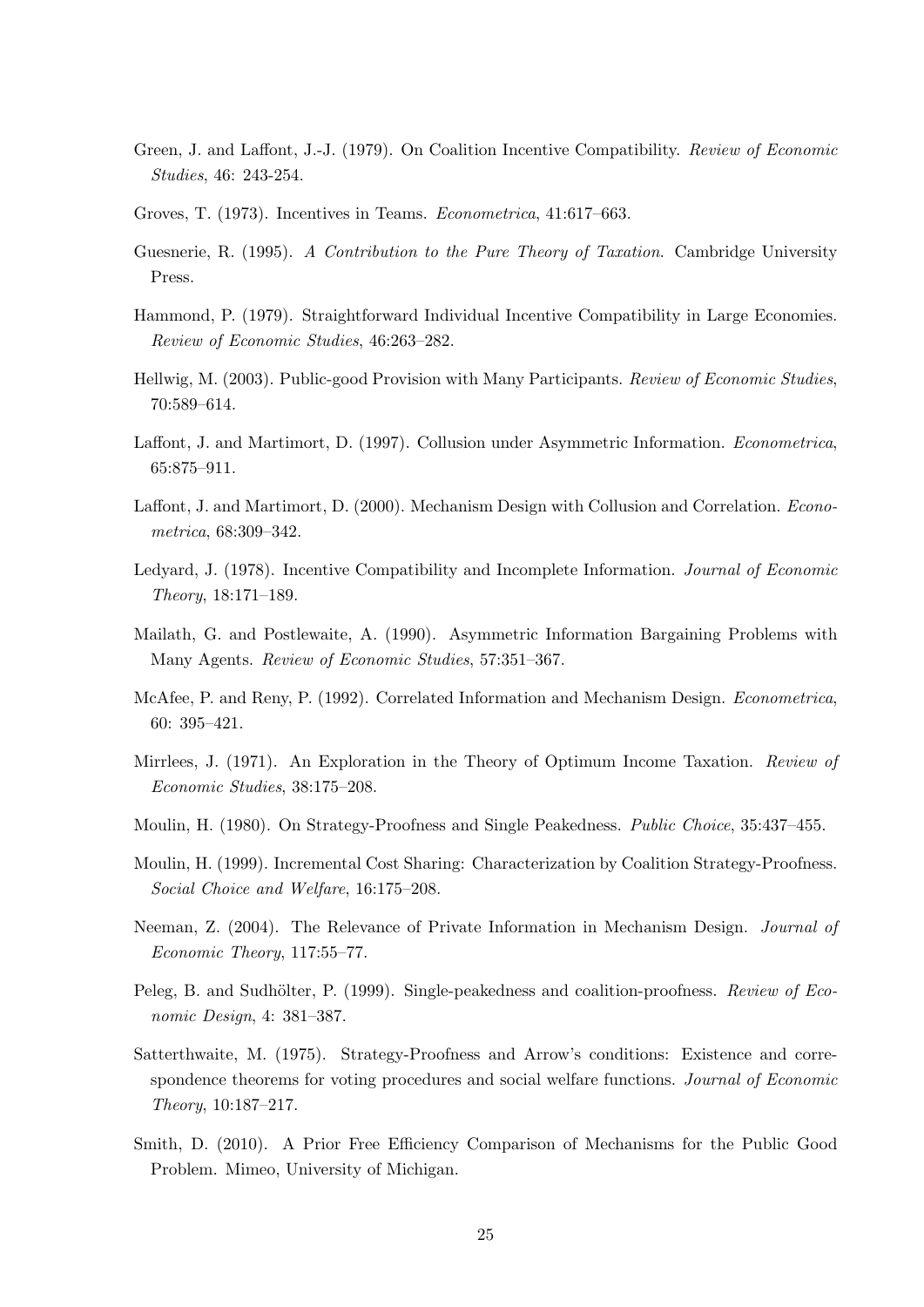Green, J. and Laffont, J.-J. (1979). On Coalition Incentive Compatibility. *Review of Economic Studies*, 46: 243-254.

Groves, T. (1973). Incentives in Teams. *Econometrica*, 41:617–663.

Guesnerie, R. (1995). *A Contribution to the Pure Theory of Taxation*. Cambridge University Press.

Hammond, P. (1979). Straightforward Individual Incentive Compatibility in Large Economies. *Review of Economic Studies*, 46:263–282.

Hellwig, M. (2003). Public-good Provision with Many Participants. *Review of Economic Studies*, 70:589–614.

Laffont, J. and Martimort, D. (1997). Collusion under Asymmetric Information. *Econometrica*, 65:875–911.

Laffont, J. and Martimort, D. (2000). Mechanism Design with Collusion and Correlation. *Econometrica*, 68:309–342.

Ledyard, J. (1978). Incentive Compatibility and Incomplete Information. *Journal of Economic Theory*, 18:171–189.

Mailath, G. and Postlewaite, A. (1990). Asymmetric Information Bargaining Problems with Many Agents. *Review of Economic Studies*, 57:351–367.

McAfee, P. and Reny, P. (1992). Correlated Information and Mechanism Design. *Econometrica*, 60: 395–421.

Mirrlees, J. (1971). An Exploration in the Theory of Optimum Income Taxation. *Review of Economic Studies*, 38:175–208.

Moulin, H. (1980). On Strategy-Proofness and Single Peakedness. *Public Choice*, 35:437–455.

Moulin, H. (1999). Incremental Cost Sharing: Characterization by Coalition Strategy-Proofness. *Social Choice and Welfare*, 16:175–208.

Neeman, Z. (2004). The Relevance of Private Information in Mechanism Design. *Journal of Economic Theory*, 117:55–77.

Peleg, B. and Sudhölter, P. (1999). Single-peakedness and coalition-proofness. *Review of Economic Design*, 4: 381–387.

Satterthwaite, M. (1975). Strategy-Proofness and Arrow's conditions: Existence and correspondence theorems for voting procedures and social welfare functions. *Journal of Economic Theory*, 10:187–217.

Smith, D. (2010). A Prior Free Efficiency Comparison of Mechanisms for the Public Good Problem. Mimeo, University of Michigan.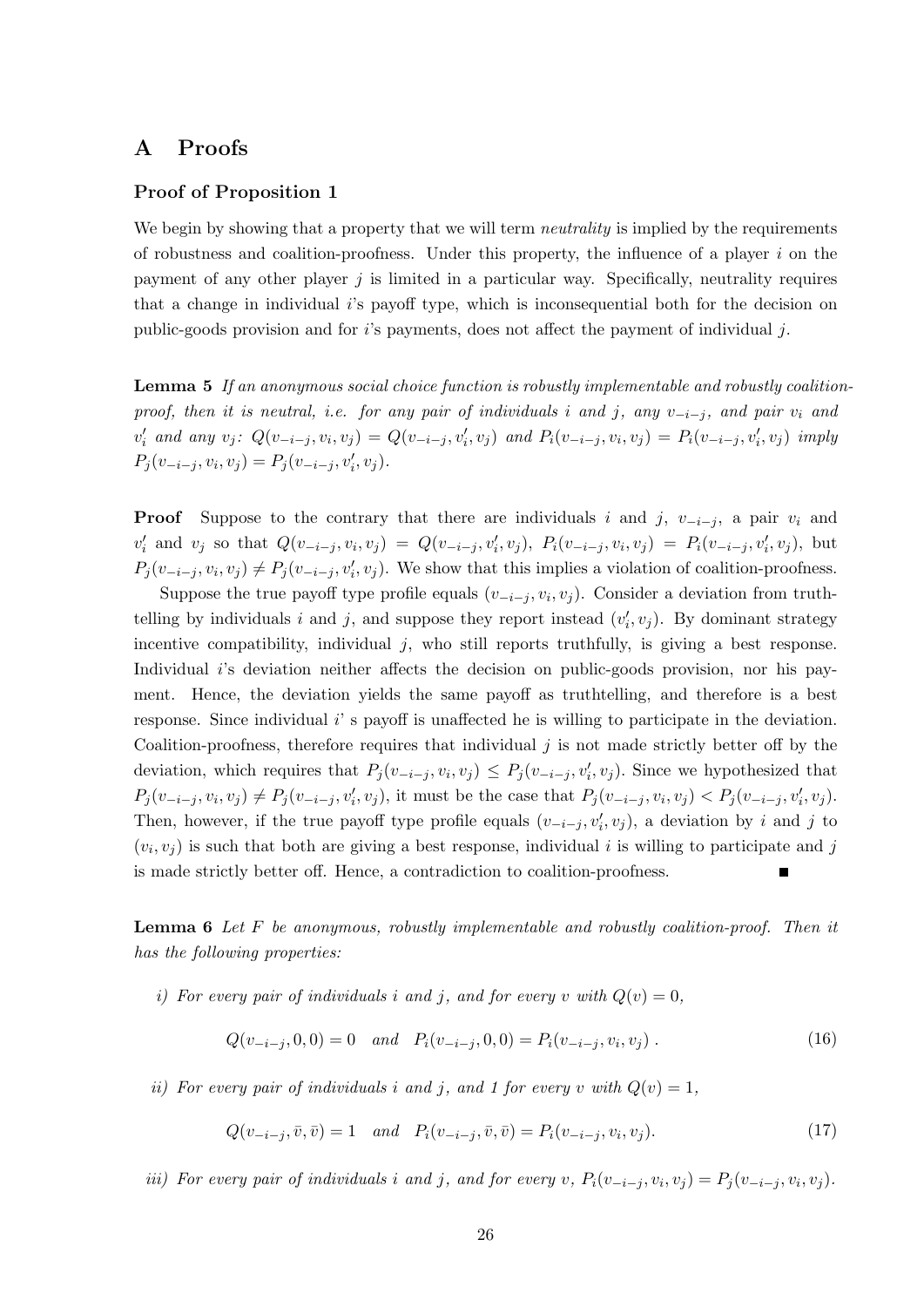# A Proofs

### Proof of Proposition 1

We begin by showing that a property that we will term *neutrality* is implied by the requirements of robustness and coalition-proofness. Under this property, the influence of a player $i$ on the payment of any other player $j$ is limited in a particular way. Specifically, neutrality requires that a change in individual $i$'s payoff type, which is inconsequential both for the decision on public-goods provision and for $i$'s payments, does not affect the payment of individual $j$.

**Lemma 5** *If an anonymous social choice function is robustly implementable and robustly coalition-proof, then it is neutral, i.e. for any pair of individuals $i$ and $j$, any $v_{-i-j}$, and pair $v_i$ and $v_i'$ and any $v_j$: $Q(v_{-i-j}, v_i, v_j) = Q(v_{-i-j}, v_i', v_j)$ and $P_i(v_{-i-j}, v_i, v_j) = P_i(v_{-i-j}, v_i', v_j)$ imply $P_j(v_{-i-j}, v_i, v_j) = P_j(v_{-i-j}, v_i', v_j)$.*

**Proof** Suppose to the contrary that there are individuals $i$ and $j$, $v_{-i-j}$, a pair $v_i$ and $v_i'$ and $v_j$ so that $Q(v_{-i-j}, v_i, v_j) = Q(v_{-i-j}, v_i', v_j)$, $P_i(v_{-i-j}, v_i, v_j) = P_i(v_{-i-j}, v_i', v_j)$, but $P_j(v_{-i-j}, v_i, v_j) \neq P_j(v_{-i-j}, v_i', v_j)$. We show that this implies a violation of coalition-proofness.

Suppose the true payoff type profile equals $(v_{-i-j}, v_i, v_j)$. Consider a deviation from truthtelling by individuals $i$ and $j$, and suppose they report instead $(v_i', v_j)$. By dominant strategy incentive compatibility, individual $j$, who still reports truthfully, is giving a best response. Individual $i$'s deviation neither affects the decision on public-goods provision, nor his payment. Hence, the deviation yields the same payoff as truthtelling, and therefore is a best response. Since individual $i$' s payoff is unaffected he is willing to participate in the deviation. Coalition-proofness, therefore requires that individual $j$ is not made strictly better off by the deviation, which requires that $P_j(v_{-i-j}, v_i, v_j) \leq P_j(v_{-i-j}, v_i', v_j)$. Since we hypothesized that $P_j(v_{-i-j}, v_i, v_j) \neq P_j(v_{-i-j}, v_i', v_j)$, it must be the case that $P_j(v_{-i-j}, v_i, v_j) < P_j(v_{-i-j}, v_i', v_j)$. Then, however, if the true payoff type profile equals $(v_{-i-j}, v_i', v_j)$, a deviation by $i$ and $j$ to $(v_i, v_j)$ is such that both are giving a best response, individual $i$ is willing to participate and $j$ is made strictly better off. Hence, a contradiction to coalition-proofness. ∎

**Lemma 6** *Let $F$ be anonymous, robustly implementable and robustly coalition-proof. Then it has the following properties:*

*i) For every pair of individuals $i$ and $j$, and for every $v$ with $Q(v) = 0$,*

$$Q(v_{-i-j}, 0, 0) = 0 \quad and \quad P_i(v_{-i-j}, 0, 0) = P_i(v_{-i-j}, v_i, v_j) \,. \tag{16}$$

*ii) For every pair of individuals $i$ and $j$, and 1 for every $v$ with $Q(v) = 1$,*

$$Q(v_{-i-j}, \bar{v}, \bar{v}) = 1 \quad and \quad P_i(v_{-i-j}, \bar{v}, \bar{v}) = P_i(v_{-i-j}, v_i, v_j). \tag{17}$$

*iii) For every pair of individuals $i$ and $j$, and for every $v$, $P_i(v_{-i-j}, v_i, v_j) = P_j(v_{-i-j}, v_i, v_j)$.*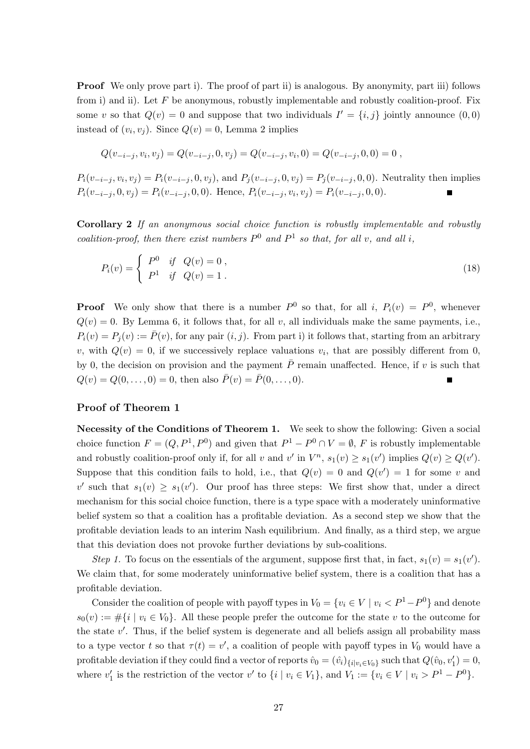**Proof** We only prove part i). The proof of part ii) is analogous. By anonymity, part iii) follows from i) and ii). Let $F$ be anonymous, robustly implementable and robustly coalition-proof. Fix some $v$ so that $Q(v) = 0$ and suppose that two individuals $I' = \{i, j\}$ jointly announce $(0, 0)$ instead of $(v_i, v_j)$. Since $Q(v) = 0$, Lemma 2 implies

$$Q(v_{-i-j}, v_i, v_j) = Q(v_{-i-j}, 0, v_j) = Q(v_{-i-j}, v_i, 0) = Q(v_{-i-j}, 0, 0) = 0 \ ,$$

$P_i(v_{-i-j}, v_i, v_j) = P_i(v_{-i-j}, 0, v_j)$, and $P_j(v_{-i-j}, 0, v_j) = P_j(v_{-i-j}, 0, 0)$. Neutrality then implies $P_i(v_{-i-j}, 0, v_j) = P_i(v_{-i-j}, 0, 0)$. Hence, $P_i(v_{-i-j}, v_i, v_j) = P_i(v_{-i-j}, 0, 0)$. ∎

**Corollary 2** *If an anonymous social choice function is robustly implementable and robustly coalition-proof, then there exist numbers $P^0$ and $P^1$ so that, for all $v$, and all $i$,*

$$P_i(v) = \begin{cases} P^0 & \text{if} \quad Q(v) = 0 \ , \\ P^1 & \text{if} \quad Q(v) = 1 \ . \end{cases} \tag{18}$$

**Proof** We only show that there is a number $P^0$ so that, for all $i$, $P_i(v) = P^0$, whenever $Q(v) = 0$. By Lemma 6, it follows that, for all $v$, all individuals make the same payments, i.e., $P_i(v) = P_j(v) := \bar{P}(v)$, for any pair $(i, j)$. From part i) it follows that, starting from an arbitrary $v$, with $Q(v) = 0$, if we successively replace valuations $v_i$, that are possibly different from 0, by 0, the decision on provision and the payment $\bar{P}$ remain unaffected. Hence, if $v$ is such that $Q(v) = Q(0, \ldots, 0) = 0$, then also $\bar{P}(v) = \bar{P}(0, \ldots, 0)$. ∎

## Proof of Theorem 1

**Necessity of the Conditions of Theorem 1.** We seek to show the following: Given a social choice function $F = (Q, P^1, P^0)$ and given that $P^1 - P^0 \cap V = \emptyset$, $F$ is robustly implementable and robustly coalition-proof only if, for all $v$ and $v'$ in $V^n$, $s_1(v) \geq s_1(v')$ implies $Q(v) \geq Q(v')$. Suppose that this condition fails to hold, i.e., that $Q(v) = 0$ and $Q(v') = 1$ for some $v$ and $v'$ such that $s_1(v) \geq s_1(v')$. Our proof has three steps: We first show that, under a direct mechanism for this social choice function, there is a type space with a moderately uninformative belief system so that a coalition has a profitable deviation. As a second step we show that the profitable deviation leads to an interim Nash equilibrium. And finally, as a third step, we argue that this deviation does not provoke further deviations by sub-coalitions.

*Step 1.* To focus on the essentials of the argument, suppose first that, in fact, $s_1(v) = s_1(v')$. We claim that, for some moderately uninformative belief system, there is a coalition that has a profitable deviation.

Consider the coalition of people with payoff types in $V_0 = \{v_i \in V \mid v_i < P^1 - P^0\}$ and denote $s_0(v) := \#\{i \mid v_i \in V_0\}$. All these people prefer the outcome for the state $v$ to the outcome for the state $v'$. Thus, if the belief system is degenerate and all beliefs assign all probability mass to a type vector $t$ so that $\tau(t) = v'$, a coalition of people with payoff types in $V_0$ would have a profitable deviation if they could find a vector of reports $\hat{v}_0 = (\hat{v}_i)_{\{i \mid v_i \in V_0\}}$ such that $Q(\hat{v}_0, v'_1) = 0$, where $v'_1$ is the restriction of the vector $v'$ to $\{i \mid v_i \in V_1\}$, and $V_1 := \{v_i \in V \mid v_i > P^1 - P^0\}$.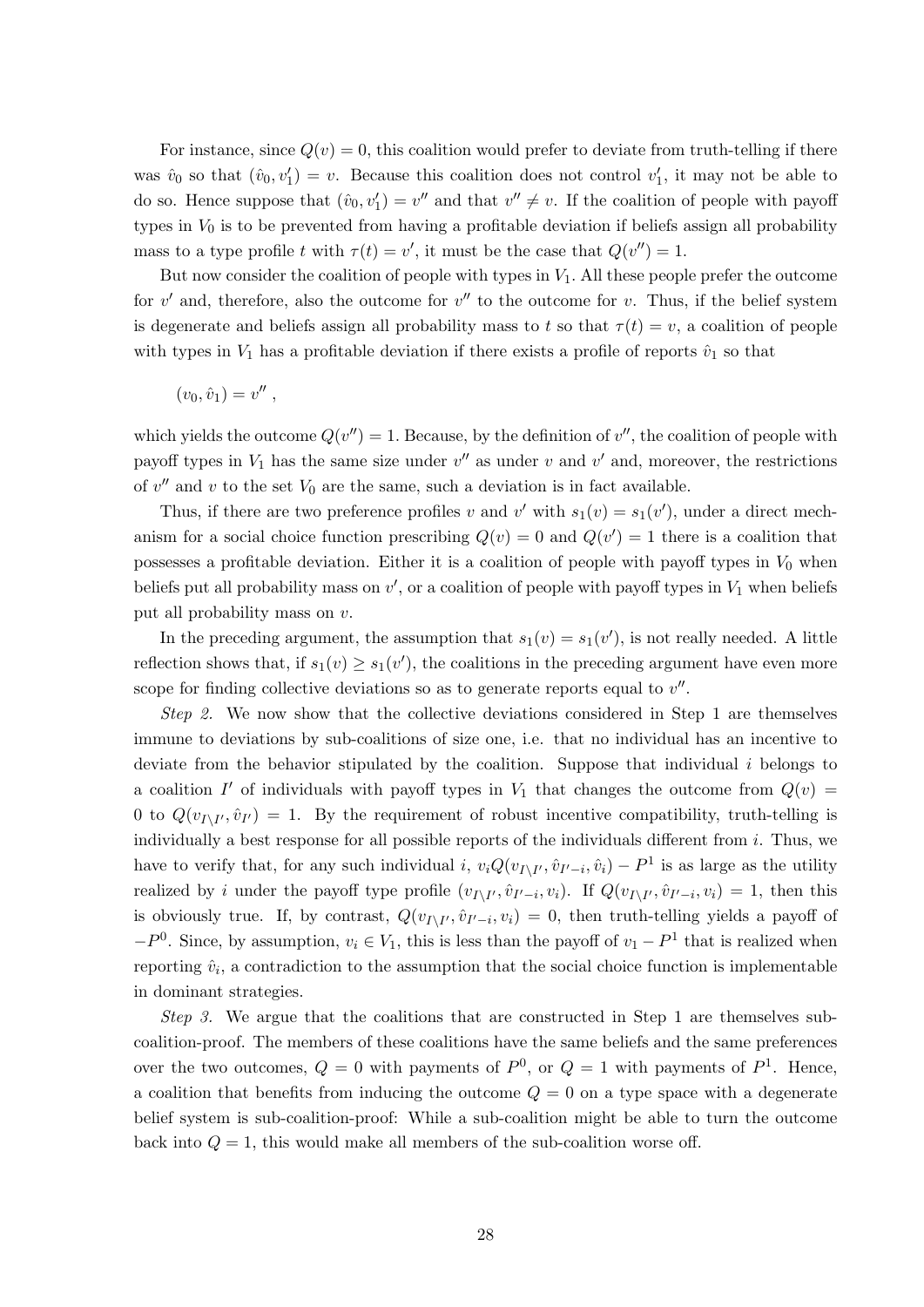For instance, since $Q(v) = 0$, this coalition would prefer to deviate from truth-telling if there was $\hat{v}_0$ so that $(\hat{v}_0, v'_1) = v$. Because this coalition does not control $v'_1$, it may not be able to do so. Hence suppose that $(\hat{v}_0, v'_1) = v''$ and that $v'' \neq v$. If the coalition of people with payoff types in $V_0$ is to be prevented from having a profitable deviation if beliefs assign all probability mass to a type profile $t$ with $\tau(t) = v'$, it must be the case that $Q(v'') = 1$.

But now consider the coalition of people with types in $V_1$. All these people prefer the outcome for $v'$ and, therefore, also the outcome for $v''$ to the outcome for $v$. Thus, if the belief system is degenerate and beliefs assign all probability mass to $t$ so that $\tau(t) = v$, a coalition of people with types in $V_1$ has a profitable deviation if there exists a profile of reports $\hat{v}_1$ so that

$$(v_0, \hat{v}_1) = v'' ,$$

which yields the outcome $Q(v'') = 1$. Because, by the definition of $v''$, the coalition of people with payoff types in $V_1$ has the same size under $v''$ as under $v$ and $v'$ and, moreover, the restrictions of $v''$ and $v$ to the set $V_0$ are the same, such a deviation is in fact available.

Thus, if there are two preference profiles $v$ and $v'$ with $s_1(v) = s_1(v')$, under a direct mechanism for a social choice function prescribing $Q(v) = 0$ and $Q(v') = 1$ there is a coalition that possesses a profitable deviation. Either it is a coalition of people with payoff types in $V_0$ when beliefs put all probability mass on $v'$, or a coalition of people with payoff types in $V_1$ when beliefs put all probability mass on $v$.

In the preceding argument, the assumption that $s_1(v) = s_1(v')$, is not really needed. A little reflection shows that, if $s_1(v) \geq s_1(v')$, the coalitions in the preceding argument have even more scope for finding collective deviations so as to generate reports equal to $v''$.

*Step 2.* We now show that the collective deviations considered in Step 1 are themselves immune to deviations by sub-coalitions of size one, i.e. that no individual has an incentive to deviate from the behavior stipulated by the coalition. Suppose that individual $i$ belongs to a coalition $I'$ of individuals with payoff types in $V_1$ that changes the outcome from $Q(v) = 0$ to $Q(v_{I \setminus I'}, \hat{v}_{I'}) = 1$. By the requirement of robust incentive compatibility, truth-telling is individually a best response for all possible reports of the individuals different from $i$. Thus, we have to verify that, for any such individual $i$, $v_i Q(v_{I \setminus I'}, \hat{v}_{I'-i}, \hat{v}_i) - P^1$ is as large as the utility realized by $i$ under the payoff type profile $(v_{I \setminus I'}, \hat{v}_{I'-i}, v_i)$. If $Q(v_{I \setminus I'}, \hat{v}_{I'-i}, v_i) = 1$, then this is obviously true. If, by contrast, $Q(v_{I \setminus I'}, \hat{v}_{I'-i}, v_i) = 0$, then truth-telling yields a payoff of $-P^0$. Since, by assumption, $v_i \in V_1$, this is less than the payoff of $v_1 - P^1$ that is realized when reporting $\hat{v}_i$, a contradiction to the assumption that the social choice function is implementable in dominant strategies.

*Step 3.* We argue that the coalitions that are constructed in Step 1 are themselves sub-coalition-proof. The members of these coalitions have the same beliefs and the same preferences over the two outcomes, $Q = 0$ with payments of $P^0$, or $Q = 1$ with payments of $P^1$. Hence, a coalition that benefits from inducing the outcome $Q = 0$ on a type space with a degenerate belief system is sub-coalition-proof: While a sub-coalition might be able to turn the outcome back into $Q = 1$, this would make all members of the sub-coalition worse off.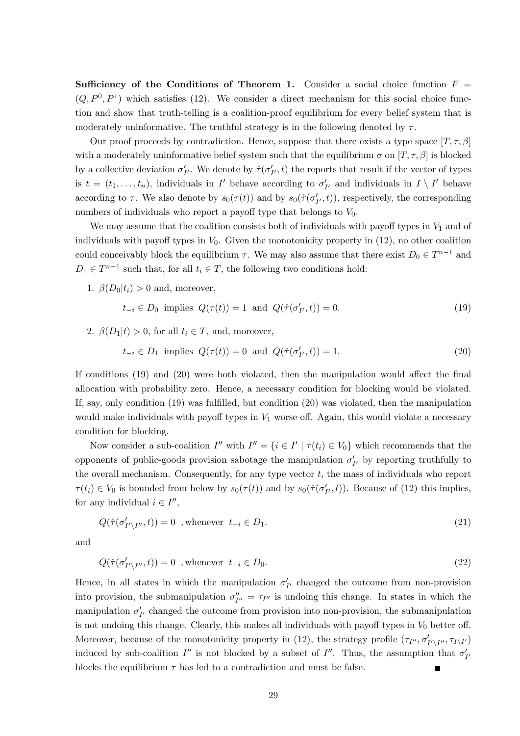**Sufficiency of the Conditions of Theorem 1.** Consider a social choice function $F = (Q, P^0, P^1)$ which satisfies (12). We consider a direct mechanism for this social choice function and show that truth-telling is a coalition-proof equilibrium for every belief system that is moderately uninformative. The truthful strategy is in the following denoted by $\tau$.

Our proof proceeds by contradiction. Hence, suppose that there exists a type space $[T, \tau, \beta]$ with a moderately uninformative belief system such that the equilibrium $\sigma$ on $[T, \tau, \beta]$ is blocked by a collective deviation $\sigma'_{I'}$. We denote by $\hat{\tau}(\sigma'_{I'}, t)$ the reports that result if the vector of types is $t = (t_1, \ldots, t_n)$, individuals in $I'$ behave according to $\sigma'_{I'}$ and individuals in $I \setminus I'$ behave according to $\tau$. We also denote by $s_0(\tau(t))$ and by $s_0(\hat{\tau}(\sigma'_{I'}, t))$, respectively, the corresponding numbers of individuals who report a payoff type that belongs to $V_0$.

We may assume that the coalition consists both of individuals with payoff types in $V_1$ and of individuals with payoff types in $V_0$. Given the monotonicity property in (12), no other coalition could conceivably block the equilibrium $\tau$. We may also assume that there exist $D_0 \in T^{n-1}$ and $D_1 \in T^{n-1}$ such that, for all $t_i \in T$, the following two conditions hold:

1. $\beta(D_0|t_i) > 0$ and, moreover,

$$t_{-i} \in D_0 \text{ implies } Q(\tau(t)) = 1 \text{ and } Q(\hat{\tau}(\sigma'_{I'}, t)) = 0. \tag{19}$$

2. $\beta(D_1|t) > 0$, for all $t_i \in T$, and, moreover,

$$t_{-i} \in D_1 \text{ implies } Q(\tau(t)) = 0 \text{ and } Q(\hat{\tau}(\sigma'_{I'}, t)) = 1. \tag{20}$$

If conditions (19) and (20) were both violated, then the manipulation would affect the final allocation with probability zero. Hence, a necessary condition for blocking would be violated. If, say, only condition (19) was fulfilled, but condition (20) was violated, then the manipulation would make individuals with payoff types in $V_1$ worse off. Again, this would violate a necessary condition for blocking.

Now consider a sub-coalition $I''$ with $I'' = \{i \in I' \mid \tau(t_i) \in V_0\}$ which recommends that the opponents of public-goods provision sabotage the manipulation $\sigma'_{I'}$ by reporting truthfully to the overall mechanism. Consequently, for any type vector $t$, the mass of individuals who report $\tau(t_i) \in V_0$ is bounded from below by $s_0(\tau(t))$ and by $s_0(\hat{\tau}(\sigma'_{I'}, t))$. Because of (12) this implies, for any individual $i \in I''$,

$$Q(\hat{\tau}(\sigma'_{I' \setminus I''}, t)) = 0 \quad \text{, whenever } \; t_{-i} \in D_1. \tag{21}$$

and

$$Q(\hat{\tau}(\sigma'_{I' \setminus I''}, t)) = 0 \quad \text{, whenever } \; t_{-i} \in D_0. \tag{22}$$

Hence, in all states in which the manipulation $\sigma'_{I'}$ changed the outcome from non-provision into provision, the submanipulation $\sigma''_{I''} = \tau_{I''}$ is undoing this change. In states in which the manipulation $\sigma'_{I'}$ changed the outcome from provision into non-provision, the submanipulation is not undoing this change. Clearly, this makes all individuals with payoff types in $V_0$ better off. Moreover, because of the monotonicity property in (12), the strategy profile $(\tau_{I''}, \sigma'_{I' \setminus I''}, \tau_{I \setminus I'})$ induced by sub-coalition $I''$ is not blocked by a subset of $I''$. Thus, the assumption that $\sigma'_{I'}$ blocks the equilibrium $\tau$ has led to a contradiction and must be false. ∎